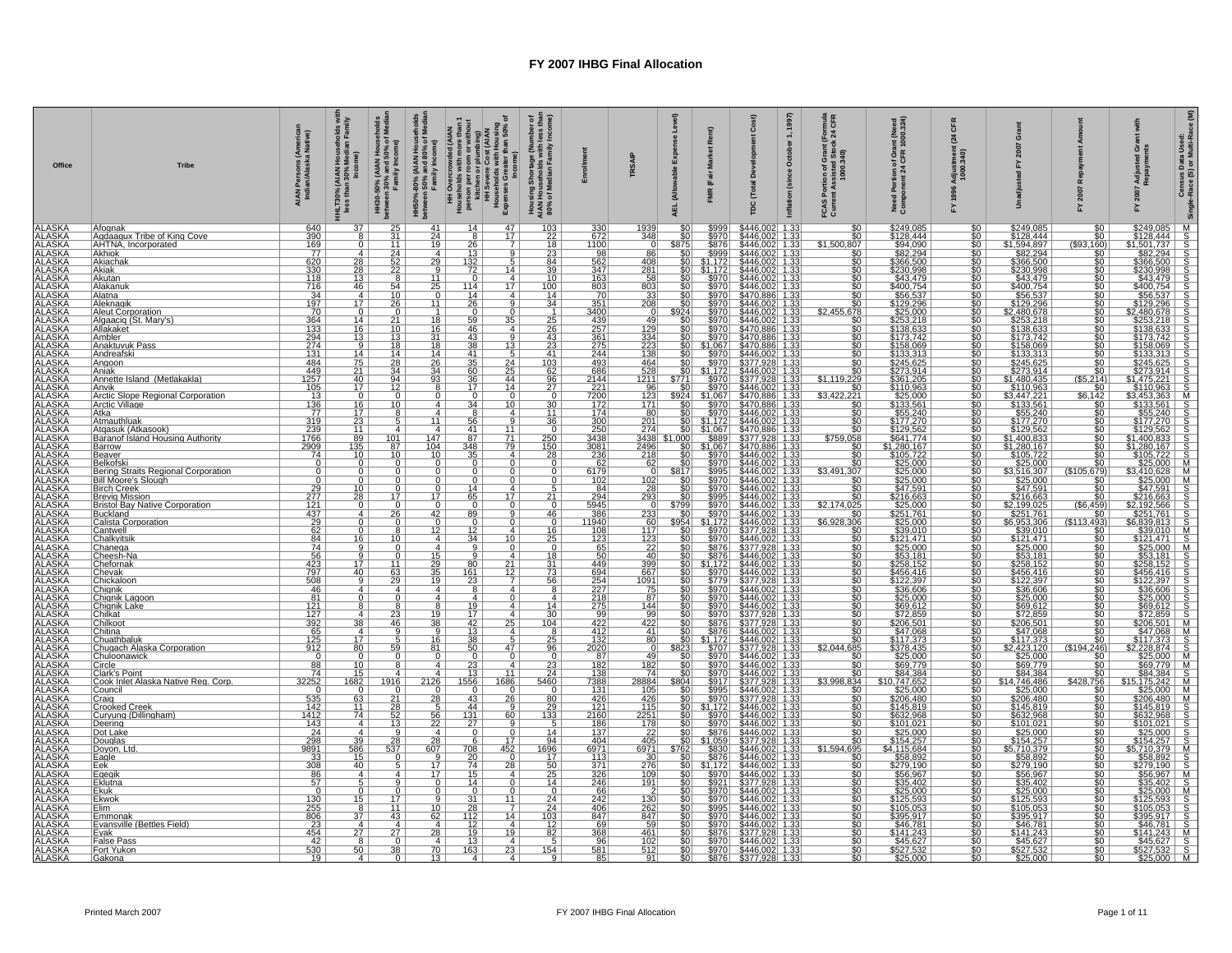# FY 2007 IHBG Final Allocation

| Office | Tribe | AIAN Persons (American Indian/Alaska Native) | HHLT30% (AIAN Households with less than 30% Median Family Income) | HH30-50% (AIAN Households between 30% and 50% of Median Family Income) | HH50%-80% (AIAN Households between 50% and 80% of Median Family Income) | HH Overcrowded (AIAN Households with more than 1 person per room or without kitchen or plumbing) | HH Severe Cost (AIAN Households with Housing Expenses Greater than 50% of Income) | Housing Shortage (Number of AIAN Households with less than 80% of Median Family Income) | Enrollment | TRSAIP | AEL (Allowable Expense Level) | FMR (Fair Market Rent) | TDC (Total Development Cost) | Inflation (since October 1, 1997) | FCAS Portion of Grant (Formula Current Assisted Stock 24 CFR 1000.340) | Need Portion of Grant (Need Component 24 CFR 1000.324) | FY 1996 Adjustment (24 CFR 1000.340) | Unadjusted FY 2007 Grant | FY 2007 Repayment Amount | FY 2007 Adjusted Grant with Repayments | Census Data Used: Single-Race (S) or Multi-Race (M) |
|---|---|---|---|---|---|---|---|---|---|---|---|---|---|---|---|---|---|---|---|---|---|
| ALASKA | Afognak | 640 | 37 | 25 | 41 | 14 | 47 | 103 | 330 | 1939 | $0 | $999 | $446,002 | 1.33 | $0 | $249,085 | $0 | $249,085 | $0 | $249,085 | M |
| ALASKA | Agdaagux Tribe of King Cove | 390 | 8 | 31 | 24 | 8 | 17 | 22 | 672 | 348 | $0 | $970 | $446,002 | 1.33 | $0 | $128,444 | $0 | $128,444 | $0 | $128,444 | S |
| ALASKA | AHTNA, Incorporated | 169 | 0 | 11 | 19 | 26 | 7 | 18 | 1100 | 0 | $875 | $876 | $446,002 | 1.33 | $1,500,807 | $94,090 | $0 | $1,594,897 | ($93,160) | $1,501,737 | S |
| ALASKA | Akhiok | 77 | 4 | 24 | 4 | 13 | 9 | 23 | 98 | 86 | $0 | $999 | $446,002 | 1.33 | $0 | $82,294 | $0 | $82,294 | $0 | $82,294 | S |
| ALASKA | Akiachak | 620 | 28 | 52 | 29 | 132 | 5 | 84 | 562 | 408 | $0 | $1,172 | $446,002 | 1.33 | $0 | $366,500 | $0 | $366,500 | $0 | $366,500 | S |
| ALASKA | Akiak | 330 | 28 | 22 | 9 | 72 | 14 | 39 | 347 | 281 | $0 | $1,172 | $446,002 | 1.33 | $0 | $230,998 | $0 | $230,998 | $0 | $230,998 | S |
| ALASKA | Akutan | 118 | 13 | 8 | 11 | 0 | 4 | 10 | 163 | 58 | $0 | $970 | $446,002 | 1.33 | $0 | $43,479 | $0 | $43,479 | $0 | $43,479 | S |
| ALASKA | Alakanuk | 716 | 46 | 54 | 25 | 114 | 17 | 100 | 803 | 803 | $0 | $970 | $446,002 | 1.33 | $0 | $400,754 | $0 | $400,754 | $0 | $400,754 | S |
| ALASKA | Alatna | 34 | 4 | 10 | 0 | 14 | 4 | 14 | 70 | 33 | $0 | $970 | $470,886 | 1.33 | $0 | $56,537 | $0 | $56,537 | $0 | $56,537 | S |
| ALASKA | Aleknagik | 197 | 17 | 26 | 11 | 26 | 9 | 34 | 351 | 208 | $0 | $970 | $446,002 | 1.33 | $0 | $129,296 | $0 | $129,296 | $0 | $129,296 | S |
| ALASKA | Aleut Corporation | 70 | 0 | 0 | 1 | 0 | 0 | 1 | 3400 | 0 | $924 | $970 | $446,002 | 1.33 | $2,455,678 | $25,000 | $0 | $2,480,678 | $0 | $2,480,678 | S |
| ALASKA | Algaaciq (St. Mary's) | 364 | 14 | 21 | 18 | 59 | 35 | 25 | 439 | 49 | $0 | $970 | $446,002 | 1.33 | $0 | $253,218 | $0 | $253,218 | $0 | $253,218 | S |
| ALASKA | Allakaket | 133 | 16 | 10 | 16 | 46 | 4 | 26 | 257 | 129 | $0 | $970 | $470,886 | 1.33 | $0 | $138,633 | $0 | $138,633 | $0 | $138,633 | S |
| ALASKA | Ambler | 294 | 13 | 13 | 31 | 43 | 9 | 43 | 361 | 334 | $0 | $970 | $470,886 | 1.33 | $0 | $173,742 | $0 | $173,742 | $0 | $173,742 | S |
| ALASKA | Anaktuvuk Pass | 274 | 9 | 18 | 18 | 38 | 13 | 23 | 275 | 223 | $0 | $1,067 | $470,886 | 1.33 | $0 | $158,069 | $0 | $158,069 | $0 | $158,069 | S |
| ALASKA | Andreafski | 131 | 14 | 14 | 14 | 41 | 5 | 41 | 244 | 138 | $0 | $970 | $446,002 | 1.33 | $0 | $133,313 | $0 | $133,313 | $0 | $133,313 | S |
| ALASKA | Angoon | 484 | 75 | 28 | 26 | 35 | 24 | 103 | 493 | 464 | $0 | $970 | $377,928 | 1.33 | $0 | $245,625 | $0 | $245,625 | $0 | $245,625 | S |
| ALASKA | Aniak | 449 | 21 | 34 | 34 | 60 | 25 | 62 | 686 | 528 | $0 | $1,172 | $446,002 | 1.33 | $0 | $273,914 | $0 | $273,914 | $0 | $273,914 | S |
| ALASKA | Annette Island (Metlakakla) | 1257 | 40 | 94 | 93 | 36 | 44 | 96 | 2144 | 1211 | $771 | $970 | $377,928 | 1.33 | $1,119,229 | $361,205 | $0 | $1,480,435 | ($5,214) | $1,475,221 | S |
| ALASKA | Anvik | 105 | 17 | 12 | 8 | 17 | 14 | 27 | 221 | 96 | $0 | $970 | $446,002 | 1.33 | $0 | $110,963 | $0 | $110,963 | $0 | $110,963 | S |
| ALASKA | Arctic Slope Regional Corporation | 13 | 0 | 0 | 0 | 0 | 0 | 0 | 7200 | 123 | $924 | $1,067 | $470,886 | 1.33 | $3,422,221 | $25,000 | $0 | $3,447,221 | $6,142 | $3,453,363 | M |
| ALASKA | Arctic Village | 136 | 16 | 10 | 4 | 34 | 10 | 30 | 172 | 171 | $0 | $970 | $470,886 | 1.33 | $0 | $133,561 | $0 | $133,561 | $0 | $133,561 | S |
| ALASKA | Atka | 77 | 17 | 8 | 4 | 8 | 4 | 11 | 174 | 80 | $0 | $970 | $446,002 | 1.33 | $0 | $55,240 | $0 | $55,240 | $0 | $55,240 | S |
| ALASKA | Atmauthluak | 319 | 23 | 5 | 11 | 56 | 9 | 36 | 300 | 201 | $0 | $1,172 | $446,002 | 1.33 | $0 | $177,270 | $0 | $177,270 | $0 | $177,270 | S |
| ALASKA | Atqasuk (Atkasook) | 239 | 11 | 4 | 4 | 41 | 11 | 0 | 250 | 274 | $0 | $1,067 | $470,886 | 1.33 | $0 | $129,562 | $0 | $129,562 | $0 | $129,562 | S |
| ALASKA | Baranof Island Housing Authority | 1766 | 89 | 101 | 147 | 87 | 71 | 250 | 3438 | 3438 | $1,000 | $889 | $377,928 | 1.33 | $759,058 | $641,774 | $0 | $1,400,833 | $0 | $1,400,833 | S |
| ALASKA | Barrow | 2909 | 135 | 87 | 104 | 348 | 79 | 150 | 3081 | 2496 | $0 | $1,067 | $470,886 | 1.33 | $0 | $1,280,167 | $0 | $1,280,167 | $0 | $1,280,167 | S |
| ALASKA | Beaver | 74 | 10 | 10 | 10 | 35 | 4 | 28 | 236 | 218 | $0 | $970 | $446,002 | 1.33 | $0 | $105,722 | $0 | $105,722 | $0 | $105,722 | S |
| ALASKA | Belkofski | 0 | 0 | 0 | 0 | 0 | 0 | 0 | 62 | 62 | $0 | $970 | $446,002 | 1.33 | $0 | $25,000 | $0 | $25,000 | $0 | $25,000 | M |
| ALASKA | Bering Straits Regional Corporation | 0 | 0 | 0 | 0 | 0 | 0 | 0 | 6179 | 0 | $817 | $995 | $446,002 | 1.33 | $3,491,307 | $25,000 | $0 | $3,516,307 | ($105,679) | $3,410,628 | M |
| ALASKA | Bill Moore's Slough | 0 | 0 | 0 | 0 | 0 | 0 | 0 | 102 | 102 | $0 | $970 | $446,002 | 1.33 | $0 | $25,000 | $0 | $25,000 | $0 | $25,000 | M |
| ALASKA | Birch Creek | 29 | 10 | 0 | 0 | 14 | 4 | 5 | 84 | 28 | $0 | $970 | $446,002 | 1.33 | $0 | $47,591 | $0 | $47,591 | $0 | $47,591 | S |
| ALASKA | Brevig Mission | 277 | 28 | 17 | 17 | 65 | 17 | 21 | 294 | 293 | $0 | $995 | $446,002 | 1.33 | $0 | $216,663 | $0 | $216,663 | $0 | $216,663 | S |
| ALASKA | Bristol Bay Native Corporation | 121 | 0 | 0 | 0 | 0 | 0 | 0 | 5945 | 0 | $799 | $970 | $446,002 | 1.33 | $2,174,025 | $25,000 | $0 | $2,199,025 | ($6,459) | $2,192,566 | S |
| ALASKA | Buckland | 437 | 4 | 26 | 42 | 89 | 9 | 46 | 386 | 233 | $0 | $970 | $446,002 | 1.33 | $0 | $251,761 | $0 | $251,761 | $0 | $251,761 | S |
| ALASKA | Calista Corporation | 29 | 0 | 0 | 0 | 0 | 0 | 0 | 11940 | 60 | $954 | $1,172 | $446,002 | 1.33 | $6,928,306 | $25,000 | $0 | $6,953,306 | ($113,493) | $6,839,813 | S |
| ALASKA | Cantwell | 62 | 0 | 8 | 12 | 12 | 4 | 16 | 108 | 117 | $0 | $970 | $377,928 | 1.33 | $0 | $39,010 | $0 | $39,010 | $0 | $39,010 | M |
| ALASKA | Chalkyitsik | 84 | 16 | 10 | 4 | 34 | 10 | 25 | 123 | 123 | $0 | $970 | $446,002 | 1.33 | $0 | $121,471 | $0 | $121,471 | $0 | $121,471 | S |
| ALASKA | Chanega | 74 | 9 | 0 | 4 | 9 | 0 | 0 | 65 | 22 | $0 | $876 | $377,928 | 1.33 | $0 | $25,000 | $0 | $25,000 | $0 | $25,000 | M |
| ALASKA | Cheesh-Na | 56 | 9 | 0 | 15 | 9 | 4 | 18 | 50 | 40 | $0 | $876 | $446,002 | 1.33 | $0 | $53,181 | $0 | $53,181 | $0 | $53,181 | S |
| ALASKA | Chefornak | 423 | 17 | 11 | 29 | 80 | 21 | 31 | 449 | 399 | $0 | $1,172 | $446,002 | 1.33 | $0 | $258,152 | $0 | $258,152 | $0 | $258,152 | S |
| ALASKA | Chevak | 797 | 40 | 63 | 35 | 161 | 12 | 73 | 694 | 667 | $0 | $970 | $446,002 | 1.33 | $0 | $456,416 | $0 | $456,416 | $0 | $456,416 | S |
| ALASKA | Chickaloon | 508 | 9 | 29 | 19 | 23 | 7 | 56 | 254 | 1091 | $0 | $779 | $377,928 | 1.33 | $0 | $122,397 | $0 | $122,397 | $0 | $122,397 | S |
| ALASKA | Chignik | 46 | 4 | 4 | 4 | 8 | 4 | 8 | 227 | 75 | $0 | $970 | $446,002 | 1.33 | $0 | $36,606 | $0 | $36,606 | $0 | $36,606 | S |
| ALASKA | Chignik Lagoon | 81 | 0 | 0 | 4 | 4 | 0 | 4 | 218 | 87 | $0 | $970 | $446,002 | 1.33 | $0 | $25,000 | $0 | $25,000 | $0 | $25,000 | S |
| ALASKA | Chignik Lake | 121 | 8 | 8 | 8 | 19 | 4 | 14 | 275 | 144 | $0 | $970 | $446,002 | 1.33 | $0 | $69,612 | $0 | $69,612 | $0 | $69,612 | S |
| ALASKA | Chilkat | 127 | 4 | 23 | 19 | 17 | 4 | 30 | 99 | 99 | $0 | $970 | $377,928 | 1.33 | $0 | $72,859 | $0 | $72,859 | $0 | $72,859 | S |
| ALASKA | Chilkoot | 392 | 38 | 46 | 38 | 42 | 25 | 104 | 422 | 422 | $0 | $876 | $377,928 | 1.33 | $0 | $206,501 | $0 | $206,501 | $0 | $206,501 | M |
| ALASKA | Chitina | 65 | 4 | 9 | 9 | 13 | 4 | 8 | 412 | 41 | $0 | $876 | $446,002 | 1.33 | $0 | $47,068 | $0 | $47,068 | $0 | $47,068 | M |
| ALASKA | Chuathbaluk | 125 | 17 | 5 | 16 | 38 | 5 | 25 | 132 | 80 | $0 | $1,172 | $446,002 | 1.33 | $0 | $117,373 | $0 | $117,373 | $0 | $117,373 | S |
| ALASKA | Chugach Alaska Corporation | 912 | 80 | 59 | 81 | 50 | 47 | 96 | 2020 | 0 | $823 | $707 | $377,928 | 1.33 | $2,044,685 | $378,435 | $0 | $2,423,120 | ($194,246) | $2,228,874 | S |
| ALASKA | Chuloonawick | 0 | 0 | 0 | 0 | 0 | 0 | 0 | 87 | 49 | $0 | $970 | $446,002 | 1.33 | $0 | $25,000 | $0 | $25,000 | $0 | $25,000 | M |
| ALASKA | Circle | 88 | 10 | 8 | 4 | 23 | 4 | 23 | 182 | 182 | $0 | $970 | $446,002 | 1.33 | $0 | $69,779 | $0 | $69,779 | $0 | $69,779 | M |
| ALASKA | Clark's Point | 74 | 15 | 4 | 4 | 13 | 11 | 24 | 138 | 74 | $0 | $970 | $446,002 | 1.33 | $0 | $84,384 | $0 | $84,384 | $0 | $84,384 | S |
| ALASKA | Cook Inlet Alaska Native Reg. Corp. | 32252 | 1682 | 1916 | 2126 | 1556 | 1686 | 5460 | 7388 | 28884 | $804 | $917 | $377,928 | 1.33 | $3,998,834 | $10,747,652 | $0 | $14,746,486 | $428,756 | $15,175,242 | M |
| ALASKA | Council | 0 | 0 | 0 | 0 | 0 | 0 | 0 | 131 | 105 | $0 | $995 | $446,002 | 1.33 | $0 | $25,000 | $0 | $25,000 | $0 | $25,000 | M |
| ALASKA | Craig | 535 | 63 | 21 | 28 | 43 | 26 | 80 | 426 | 426 | $0 | $970 | $377,928 | 1.33 | $0 | $206,480 | $0 | $206,480 | $0 | $206,480 | M |
| ALASKA | Crooked Creek | 142 | 11 | 28 | 5 | 44 | 9 | 29 | 121 | 115 | $0 | $1,172 | $446,002 | 1.33 | $0 | $145,819 | $0 | $145,819 | $0 | $145,819 | S |
| ALASKA | Curyung (Dillingham) | 1412 | 74 | 52 | 56 | 131 | 60 | 133 | 2160 | 2251 | $0 | $970 | $446,002 | 1.33 | $0 | $632,968 | $0 | $632,968 | $0 | $632,968 | S |
| ALASKA | Deering | 143 | 4 | 13 | 22 | 27 | 9 | 5 | 186 | 178 | $0 | $970 | $446,002 | 1.33 | $0 | $101,021 | $0 | $101,021 | $0 | $101,021 | S |
| ALASKA | Dot Lake | 24 | 4 | 9 | 4 | 0 | 0 | 14 | 137 | 22 | $0 | $876 | $446,002 | 1.33 | $0 | $25,000 | $0 | $25,000 | $0 | $25,000 | S |
| ALASKA | Douglas | 298 | 39 | 28 | 28 | 6 | 17 | 94 | 404 | 405 | $0 | $1,059 | $377,928 | 1.33 | $0 | $154,257 | $0 | $154,257 | $0 | $154,257 | S |
| ALASKA | Doyon, Ltd. | 9891 | 586 | 537 | 607 | 708 | 452 | 1696 | 6971 | 6971 | $762 | $830 | $446,002 | 1.33 | $1,594,695 | $4,115,684 | $0 | $5,710,379 | $0 | $5,710,379 | M |
| ALASKA | Eagle | 33 | 15 | 0 | 9 | 20 | 0 | 17 | 113 | 30 | $0 | $876 | $446,002 | 1.33 | $0 | $58,892 | $0 | $58,892 | $0 | $58,892 | S |
| ALASKA | Eek | 308 | 40 | 5 | 17 | 74 | 28 | 50 | 371 | 276 | $0 | $1,172 | $446,002 | 1.33 | $0 | $279,190 | $0 | $279,190 | $0 | $279,190 | S |
| ALASKA | Egegik | 86 | 4 | 4 | 17 | 15 | 4 | 25 | 326 | 109 | $0 | $970 | $446,002 | 1.33 | $0 | $56,967 | $0 | $56,967 | $0 | $56,967 | M |
| ALASKA | Eklutna | 57 | 5 | 9 | 0 | 14 | 0 | 14 | 246 | 191 | $0 | $921 | $377,928 | 1.33 | $0 | $35,402 | $0 | $35,402 | $0 | $35,402 | S |
| ALASKA | Ekuk | 0 | 0 | 0 | 0 | 0 | 0 | 0 | 66 | 2 | $0 | $970 | $446,002 | 1.33 | $0 | $25,000 | $0 | $25,000 | $0 | $25,000 | M |
| ALASKA | Ekwok | 130 | 15 | 17 | 9 | 31 | 11 | 24 | 242 | 130 | $0 | $970 | $446,002 | 1.33 | $0 | $125,593 | $0 | $125,593 | $0 | $125,593 | S |
| ALASKA | Elim | 255 | 8 | 11 | 10 | 28 | 7 | 24 | 406 | 262 | $0 | $995 | $446,002 | 1.33 | $0 | $105,053 | $0 | $105,053 | $0 | $105,053 | S |
| ALASKA | Emmonak | 806 | 37 | 43 | 62 | 112 | 14 | 103 | 847 | 847 | $0 | $970 | $446,002 | 1.33 | $0 | $395,917 | $0 | $395,917 | $0 | $395,917 | S |
| ALASKA | Evansville (Bettles Field) | 23 | 4 | 4 | 4 | 12 | 4 | 12 | 69 | 59 | $0 | $970 | $446,002 | 1.33 | $0 | $46,781 | $0 | $46,781 | $0 | $46,781 | S |
| ALASKA | Eyak | 454 | 27 | 27 | 28 | 19 | 19 | 82 | 368 | 461 | $0 | $876 | $377,928 | 1.33 | $0 | $141,243 | $0 | $141,243 | $0 | $141,243 | M |
| ALASKA | False Pass | 42 | 8 | 0 | 4 | 13 | 4 | 5 | 96 | 102 | $0 | $970 | $446,002 | 1.33 | $0 | $45,627 | $0 | $45,627 | $0 | $45,627 | S |
| ALASKA | Fort Yukon | 530 | 50 | 38 | 70 | 163 | 23 | 154 | 581 | 512 | $0 | $970 | $446,002 | 1.33 | $0 | $527,532 | $0 | $527,532 | $0 | $527,532 | S |
| ALASKA | Gakona | 19 | 4 | 0 | 13 | 4 | 4 | 9 | 85 | 91 | $0 | $876 | $377,928 | 1.33 | $0 | $25,000 | $0 | $25,000 | $0 | $25,000 | M |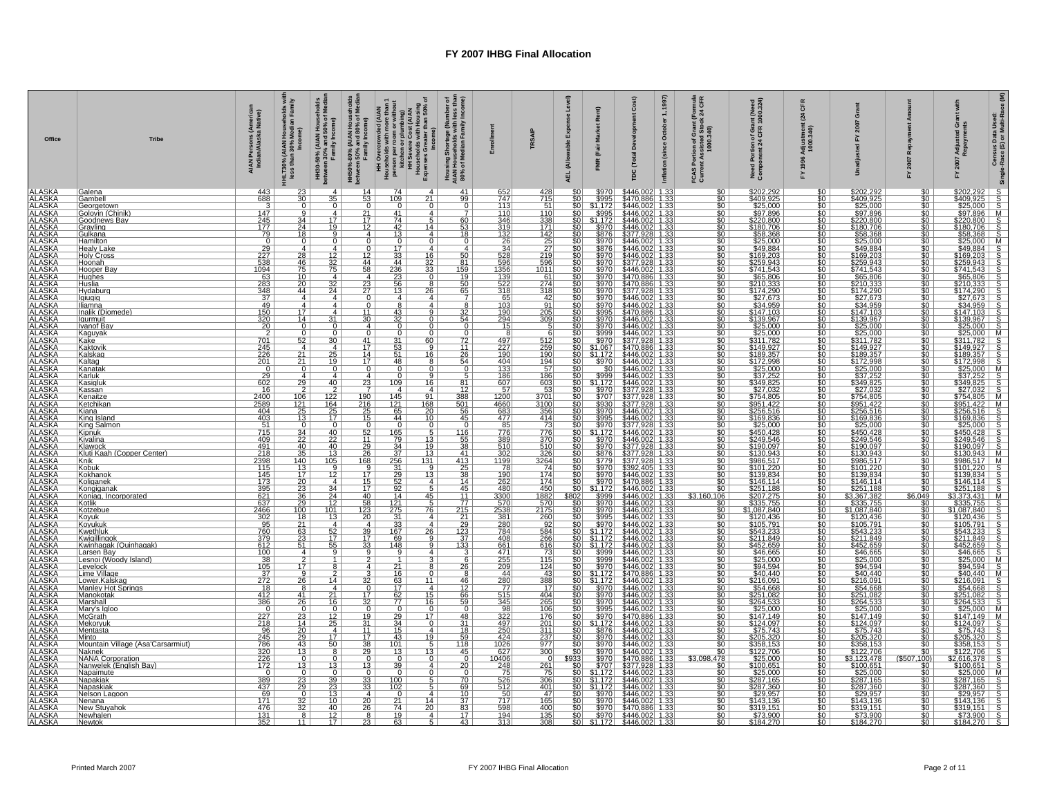# FY 2007 IHBG Final Allocation

| Office | Tribe | AIAN Persons (American Indian/Alaska Native) | HHLT30% (AIAN Households with less than 30% Median Family Income) | HH30-50% (AIAN Households between 30% and 50% of Median Family Income) | HH50%-80% (AIAN Households between 50% and 80% of Median Family Income) | HH Overcrowded (AIAN Households with more than 1 person per room or without kitchen or plumbing) | HH Severe Cost (AIAN Households with Housing Expenses Greater than 50% of Income) | Housing Shortage (Number of AIAN Households with less than 80% of Median Family Income) | Enrollment | TRSAIP | AEL (Allowable Expense Level) | FMR (Fair Market Rent) | TDC (Total Development Cost) | Inflation (since October 1, 1997) | FCAS Portion of Grant (Formula Current Assisted Stock 24 CFR 1000.340) | Need Portion of Grant (Need Component 24 CFR 1000.324) | FY 1996 Adjustment (24 CFR 1000.340) | Unadjusted FY 2007 Grant | FY 2007 Repayment Amount | FY 2007 Adjusted Grant with Repayments | Census Data Used: Single-Race (S) or Multi-Race (M) |
|---|---|---|---|---|---|---|---|---|---|---|---|---|---|---|---|---|---|---|---|---|---|
| ALASKA | Galena | 443 | 23 | 4 | 14 | 74 | 4 | 41 | 652 | 428 | $0 | $970 | $446,002 | 1.33 | $0 | $202,292 | $0 | $202,292 | $0 | $202,292 | S |
| ALASKA | Gambell | 688 | 30 | 35 | 53 | 109 | 21 | 99 | 747 | 715 | $0 | $995 | $470,886 | 1.33 | $0 | $409,925 | $0 | $409,925 | $0 | $409,925 | S |
| ALASKA | Georgetown | 3 | 0 | 0 | 0 | 0 | 0 | 0 | 113 | 51 | $0 | $1,172 | $446,002 | 1.33 | $0 | $25,000 | $0 | $25,000 | $0 | $25,000 | S |
| ALASKA | Golovin (Chinik) | 147 | 9 | 4 | 21 | 41 | 4 | 7 | 110 | 110 | $0 | $995 | $470,886 | 1.33 | $0 | $97,896 | $0 | $97,896 | $0 | $97,896 | M |
| ALASKA | Goodnews Bay | 245 | 34 | 17 | 17 | 74 | 5 | 60 | 346 | 338 | $0 | $1,172 | $446,002 | 1.33 | $0 | $220,800 | $0 | $220,800 | $0 | $220,800 | S |
| ALASKA | Grayling | 177 | 24 | 19 | 12 | 42 | 14 | 53 | 319 | 171 | $0 | $970 | $446,002 | 1.33 | $0 | $180,706 | $0 | $180,706 | $0 | $180,706 | S |
| ALASKA | Gulkana | 79 | 18 | 9 | 4 | 13 | 4 | 18 | 132 | 142 | $0 | $876 | $377,928 | 1.33 | $0 | $58,368 | $0 | $58,368 | $0 | $58,368 | S |
| ALASKA | Hamilton | 0 | 0 | 0 | 0 | 0 | 0 | 0 | 26 | 25 | $0 | $970 | $446,002 | 1.33 | $0 | $25,000 | $0 | $25,000 | $0 | $25,000 | M |
| ALASKA | Healy Lake | 29 | 4 | 4 | 0 | 17 | 4 | 4 | 34 | 27 | $0 | $876 | $446,002 | 1.33 | $0 | $49,884 | $0 | $49,884 | $0 | $49,884 | S |
| ALASKA | Holy Cross | 227 | 28 | 12 | 12 | 33 | 16 | 50 | 528 | 219 | $0 | $970 | $446,002 | 1.33 | $0 | $169,203 | $0 | $169,203 | $0 | $169,203 | S |
| ALASKA | Hoonah | 538 | 46 | 32 | 44 | 44 | 32 | 81 | 596 | 596 | $0 | $970 | $377,928 | 1.33 | $0 | $259,943 | $0 | $259,943 | $0 | $259,943 | S |
| ALASKA | Hooper Bay | 1094 | 75 | 75 | 58 | 236 | 33 | 159 | 1356 | 1011 | $0 | $970 | $446,002 | 1.33 | $0 | $741,543 | $0 | $741,543 | $0 | $741,543 | S |
| ALASKA | Hughes | 63 | 10 | 4 | 4 | 23 | 0 | 19 | 139 | 61 | $0 | $970 | $470,886 | 1.33 | $0 | $65,806 | $0 | $65,806 | $0 | $65,806 | S |
| ALASKA | Huslia | 283 | 20 | 32 | 23 | 56 | 8 | 50 | 522 | 274 | $0 | $970 | $470,886 | 1.33 | $0 | $210,333 | $0 | $210,333 | $0 | $210,333 | S |
| ALASKA | Hydaburg | 348 | 44 | 24 | 27 | 13 | 26 | 65 | 318 | 318 | $0 | $970 | $377,928 | 1.33 | $0 | $174,290 | $0 | $174,290 | $0 | $174,290 | S |
| ALASKA | Igiugig | 37 | 4 | 4 | 4 | 4 | 4 | 7 | 65 | 42 | $0 | $970 | $446,002 | 1.33 | $0 | $27,673 | $0 | $27,673 | $0 | $27,673 | S |
| ALASKA | Iliamna | 49 | 4 | 4 | 0 | 8 | 4 | 8 | 103 | 91 | $0 | $970 | $446,002 | 1.33 | $0 | $34,959 | $0 | $34,959 | $0 | $34,959 | S |
| ALASKA | Inalik (Diomede) | 150 | 17 | 4 | 11 | 43 | 9 | 32 | 190 | 205 | $0 | $995 | $470,886 | 1.33 | $0 | $147,103 | $0 | $147,103 | $0 | $147,103 | S |
| ALASKA | Igurmuit | 320 | 14 | 31 | 30 | 32 | 0 | 54 | 294 | 309 | $0 | $970 | $446,002 | 1.33 | $0 | $139,967 | $0 | $139,967 | $0 | $139,967 | S |
| ALASKA | Ivanof Bay | 20 | 0 | 0 | 4 | 0 | 0 | 0 | 15 | 5 | $0 | $970 | $446,002 | 1.33 | $0 | $25,000 | $0 | $25,000 | $0 | $25,000 | S |
| ALASKA | Kaguyak | 2 | 0 | 0 | 0 | 0 | 0 | 0 | 8 | 6 | $0 | $999 | $446,002 | 1.33 | $0 | $25,000 | $0 | $25,000 | $0 | $25,000 | M |
| ALASKA | Kake | 701 | 52 | 30 | 41 | 31 | 60 | 72 | 497 | 512 | $0 | $970 | $377,928 | 1.33 | $0 | $311,782 | $0 | $311,782 | $0 | $311,782 | S |
| ALASKA | Kaktovik | 245 | 4 | 4 | 17 | 53 | 9 | 11 | 227 | 259 | $0 | $1,067 | $470,886 | 1.33 | $0 | $149,927 | $0 | $149,927 | $0 | $149,927 | S |
| ALASKA | Kalskag | 226 | 21 | 25 | 14 | 51 | 16 | 26 | 190 | 190 | $0 | $1,172 | $446,002 | 1.33 | $0 | $189,357 | $0 | $189,357 | $0 | $189,357 | S |
| ALASKA | Kaltag | 201 | 21 | 19 | 17 | 48 | 8 | 54 | 404 | 194 | $0 | $970 | $446,002 | 1.33 | $0 | $172,998 | $0 | $172,998 | $0 | $172,998 | S |
| ALASKA | Kanatak | 0 | 0 | 0 | 0 | 0 | 0 | 0 | 133 | 57 | $0 | $0 | $446,002 | 1.33 | $0 | $25,000 | $0 | $25,000 | $0 | $25,000 | M |
| ALASKA | Karluk | 29 | 4 | 4 | 4 | 0 | 9 | 5 | 186 | 186 | $0 | $999 | $446,002 | 1.33 | $0 | $37,252 | $0 | $37,252 | $0 | $37,252 | S |
| ALASKA | Kasigluk | 602 | 29 | 40 | 23 | 109 | 16 | 81 | 607 | 603 | $0 | $1,172 | $446,002 | 1.33 | $0 | $349,825 | $0 | $349,825 | $0 | $349,825 | S |
| ALASKA | Kassan | 16 | 2 | 2 | 7 | 4 | 4 | 12 | 57 | 53 | $0 | $970 | $377,928 | 1.33 | $0 | $27,032 | $0 | $27,032 | $0 | $27,032 | S |
| ALASKA | Kenaitze | 2400 | 106 | 122 | 190 | 145 | 91 | 388 | 1200 | 3701 | $0 | $707 | $377,928 | 1.33 | $0 | $754,805 | $0 | $754,805 | $0 | $754,805 | M |
| ALASKA | Ketchikan | 2589 | 121 | 164 | 216 | 121 | 168 | 501 | 4660 | 3100 | $0 | $930 | $377,928 | 1.33 | $0 | $951,422 | $0 | $951,422 | $0 | $951,422 | M |
| ALASKA | Kiana | 404 | 25 | 25 | 25 | 65 | 20 | 56 | 683 | 356 | $0 | $970 | $446,002 | 1.33 | $0 | $256,516 | $0 | $256,516 | $0 | $256,516 | S |
| ALASKA | King Island | 403 | 13 | 17 | 15 | 44 | 10 | 45 | 477 | 414 | $0 | $995 | $446,002 | 1.33 | $0 | $169,836 | $0 | $169,836 | $0 | $169,836 | S |
| ALASKA | King Salmon | 51 | 0 | 0 | 0 | 0 | 0 | 0 | 85 | 73 | $0 | $970 | $377,928 | 1.33 | $0 | $25,000 | $0 | $25,000 | $0 | $25,000 | S |
| ALASKA | Kipnuk | 715 | 34 | 40 | 52 | 165 | 5 | 116 | 776 | 776 | $0 | $1,172 | $446,002 | 1.33 | $0 | $450,428 | $0 | $450,428 | $0 | $450,428 | S |
| ALASKA | Kivalina | 409 | 22 | 22 | 11 | 79 | 13 | 55 | 389 | 370 | $0 | $970 | $446,002 | 1.33 | $0 | $249,546 | $0 | $249,546 | $0 | $249,546 | S |
| ALASKA | Klawock | 491 | 40 | 40 | 29 | 34 | 19 | 38 | 510 | 510 | $0 | $970 | $377,928 | 1.33 | $0 | $190,097 | $0 | $190,097 | $0 | $190,097 | S |
| ALASKA | Kluti Kaah (Copper Center) | 218 | 35 | 13 | 26 | 37 | 13 | 41 | 302 | 326 | $0 | $876 | $377,928 | 1.33 | $0 | $130,943 | $0 | $130,943 | $0 | $130,943 | M |
| ALASKA | Knik | 2398 | 140 | 105 | 168 | 256 | 131 | 413 | 1199 | 3264 | $0 | $779 | $377,928 | 1.33 | $0 | $986,517 | $0 | $986,517 | $0 | $986,517 | M |
| ALASKA | Kobuk | 115 | 13 | 9 | 9 | 31 | 9 | 25 | 78 | 74 | $0 | $970 | $392,405 | 1.33 | $0 | $101,220 | $0 | $101,220 | $0 | $101,220 | S |
| ALASKA | Kokhanok | 145 | 17 | 12 | 17 | 29 | 13 | 38 | 190 | 174 | $0 | $970 | $446,002 | 1.33 | $0 | $139,834 | $0 | $139,834 | $0 | $139,834 | S |
| ALASKA | Koliganek | 173 | 20 | 4 | 15 | 52 | 4 | 14 | 262 | 174 | $0 | $970 | $470,886 | 1.33 | $0 | $146,114 | $0 | $146,114 | $0 | $146,114 | S |
| ALASKA | Kongiganak | 395 | 23 | 34 | 17 | 92 | 5 | 45 | 480 | 450 | $0 | $1,172 | $446,002 | 1.33 | $0 | $251,188 | $0 | $251,188 | $0 | $251,188 | S |
| ALASKA | Koniag, Incorporated | 621 | 36 | 24 | 40 | 14 | 45 | 11 | 3300 | 1882 | $802 | $999 | $446,002 | 1.33 | $3,160,106 | $207,275 | $0 | $3,367,382 | $6,049 | $3,373,431 | M |
| ALASKA | Kotlik | 637 | 29 | 12 | 58 | 121 | 5 | 77 | 570 | 570 | $0 | $970 | $446,002 | 1.33 | $0 | $335,755 | $0 | $335,755 | $0 | $335,755 | S |
| ALASKA | Kotzebue | 2466 | 100 | 101 | 123 | 275 | 76 | 215 | 2538 | 2175 | $0 | $970 | $446,002 | 1.33 | $0 | $1,087,840 | $0 | $1,087,840 | $0 | $1,087,840 | S |
| ALASKA | Koyuk | 302 | 18 | 13 | 20 | 31 | 4 | 21 | 381 | 260 | $0 | $995 | $446,002 | 1.33 | $0 | $120,436 | $0 | $120,436 | $0 | $120,436 | S |
| ALASKA | Koyukuk | 95 | 21 | 4 | 4 | 33 | 4 | 29 | 280 | 92 | $0 | $970 | $446,002 | 1.33 | $0 | $105,791 | $0 | $105,791 | $0 | $105,791 | S |
| ALASKA | Kwethluk | 760 | 63 | 52 | 39 | 167 | 26 | 123 | 784 | 584 | $0 | $1,172 | $446,002 | 1.33 | $0 | $543,233 | $0 | $543,233 | $0 | $543,233 | S |
| ALASKA | Kwigillingok | 379 | 23 | 17 | 17 | 69 | 9 | 37 | 408 | 266 | $0 | $1,172 | $446,002 | 1.33 | $0 | $211,849 | $0 | $211,849 | $0 | $211,849 | S |
| ALASKA | Kwinhagak (Quinhagak) | 612 | 51 | 55 | 33 | 148 | 9 | 133 | 661 | 616 | $0 | $1,172 | $446,002 | 1.33 | $0 | $452,659 | $0 | $452,659 | $0 | $452,659 | S |
| ALASKA | Larsen Bay | 100 | 4 | 9 | 9 | 9 | 4 | 3 | 471 | 73 | $0 | $999 | $446,002 | 1.33 | $0 | $46,665 | $0 | $46,665 | $0 | $46,665 | S |
| ALASKA | Lesnoi (Woody Island) | 38 | 2 | 1 | 2 | 1 | 3 | 6 | 255 | 115 | $0 | $999 | $446,002 | 1.33 | $0 | $25,000 | $0 | $25,000 | $0 | $25,000 | M |
| ALASKA | Levelock | 105 | 17 | 8 | 4 | 21 | 8 | 26 | 209 | 124 | $0 | $970 | $446,002 | 1.33 | $0 | $94,594 | $0 | $94,594 | $0 | $94,594 | S |
| ALASKA | Lime Village | 37 | 9 | 2 | 3 | 16 | 0 | 8 | 44 | 43 | $0 | $1,172 | $470,886 | 1.33 | $0 | $40,440 | $0 | $40,440 | $0 | $40,440 | M |
| ALASKA | Lower.Kalskag | 272 | 26 | 14 | 32 | 63 | 11 | 46 | 280 | 388 | $0 | $1,172 | $446,002 | 1.33 | $0 | $216,091 | $0 | $216,091 | $0 | $216,091 | S |
| ALASKA | Manley Hot Springs | 18 | 8 | 4 | 0 | 17 | 4 | 12 | 77 | 17 | $0 | $970 | $446,002 | 1.33 | $0 | $54,668 | $0 | $54,668 | $0 | $54,668 | S |
| ALASKA | Manokotak | 412 | 41 | 21 | 17 | 62 | 15 | 66 | 515 | 404 | $0 | $970 | $446,002 | 1.33 | $0 | $251,082 | $0 | $251,082 | $0 | $251,082 | S |
| ALASKA | Marshall | 386 | 26 | 16 | 32 | 77 | 16 | 59 | 345 | 265 | $0 | $970 | $446,002 | 1.33 | $0 | $264,533 | $0 | $264,533 | $0 | $264,533 | S |
| ALASKA | Mary's Igloo | 0 | 0 | 0 | 0 | 0 | 0 | 0 | 98 | 106 | $0 | $995 | $446,002 | 1.33 | $0 | $25,000 | $0 | $25,000 | $0 | $25,000 | M |
| ALASKA | McGrath | 227 | 23 | 12 | 19 | 29 | 17 | 48 | 322 | 176 | $0 | $970 | $470,886 | 1.33 | $0 | $147,149 | $0 | $147,149 | $0 | $147,149 | M |
| ALASKA | Mekoryuk | 218 | 14 | 25 | 31 | 34 | 0 | 31 | 497 | 201 | $0 | $1,172 | $446,002 | 1.33 | $0 | $124,097 | $0 | $124,097 | $0 | $124,097 | S |
| ALASKA | Mentasta | 96 | 20 | 4 | 11 | 15 | 4 | 18 | 250 | 311 | $0 | $876 | $446,002 | 1.33 | $0 | $75,743 | $0 | $75,743 | $0 | $75,743 | S |
| ALASKA | Minto | 245 | 29 | 17 | 17 | 43 | 19 | 59 | 424 | 237 | $0 | $970 | $446,002 | 1.33 | $0 | $205,320 | $0 | $205,320 | $0 | $205,320 | S |
| ALASKA | Mountain Village (Asa'Carsarmiut) | 786 | 43 | 50 | 38 | 101 | 5 | 118 | 1026 | 977 | $0 | $970 | $446,002 | 1.33 | $0 | $358,153 | $0 | $358,153 | $0 | $358,153 | S |
| ALASKA | Naknek | 320 | 13 | 8 | 29 | 13 | 13 | 45 | 627 | 300 | $0 | $970 | $446,002 | 1.33 | $0 | $122,706 | $0 | $122,706 | $0 | $122,706 | S |
| ALASKA | NANA Corporation | 226 | 0 | 0 | 0 | 0 | 0 | 0 | 10406 | 0 | $933 | $970 | $470,886 | 1.33 | $3,098,478 | $25,000 | $0 | $3,123,478 | ($507,100) | $2,616,378 | S |
| ALASKA | Nanwelek (English Bay) | 172 | 13 | 13 | 13 | 39 | 4 | 20 | 248 | 261 | $0 | $707 | $377,928 | 1.33 | $0 | $100,651 | $0 | $100,651 | $0 | $100,651 | S |
| ALASKA | Napaimute | 0 | 0 | 0 | 0 | 0 | 0 | 0 | 75 | 75 | $0 | $1,172 | $446,002 | 1.33 | $0 | $25,000 | $0 | $25,000 | $0 | $25,000 | M |
| ALASKA | Napakiak | 389 | 23 | 39 | 33 | 100 | 5 | 70 | 526 | 306 | $0 | $1,172 | $446,002 | 1.33 | $0 | $287,165 | $0 | $287,165 | $0 | $287,165 | S |
| ALASKA | Napaskiak | 437 | 29 | 23 | 33 | 102 | 5 | 69 | 512 | 401 | $0 | $1,172 | $446,002 | 1.33 | $0 | $287,360 | $0 | $287,360 | $0 | $287,360 | S |
| ALASKA | Nelson Lagoon | 69 | 0 | 13 | 4 | 0 | 4 | 10 | 50 | 47 | $0 | $970 | $446,002 | 1.33 | $0 | $29,957 | $0 | $29,957 | $0 | $29,957 | S |
| ALASKA | Nenana | 171 | 32 | 10 | 20 | 21 | 14 | 37 | 717 | 165 | $0 | $970 | $446,002 | 1.33 | $0 | $143,136 | $0 | $143,136 | $0 | $143,136 | S |
| ALASKA | New Stuyahok | 476 | 32 | 40 | 26 | 74 | 20 | 83 | 598 | 400 | $0 | $970 | $470,886 | 1.33 | $0 | $319,151 | $0 | $319,151 | $0 | $319,151 | S |
| ALASKA | Newhalen | 131 | 8 | 12 | 8 | 19 | 4 | 17 | 194 | 135 | $0 | $970 | $446,002 | 1.33 | $0 | $73,900 | $0 | $73,900 | $0 | $73,900 | S |
| ALASKA | Newtok | 352 | 11 | 17 | 23 | 63 | 5 | 43 | 313 | 308 | $0 | $1,172 | $446,002 | 1.33 | $0 | $184,270 | $0 | $184,270 | $0 | $184,270 | S |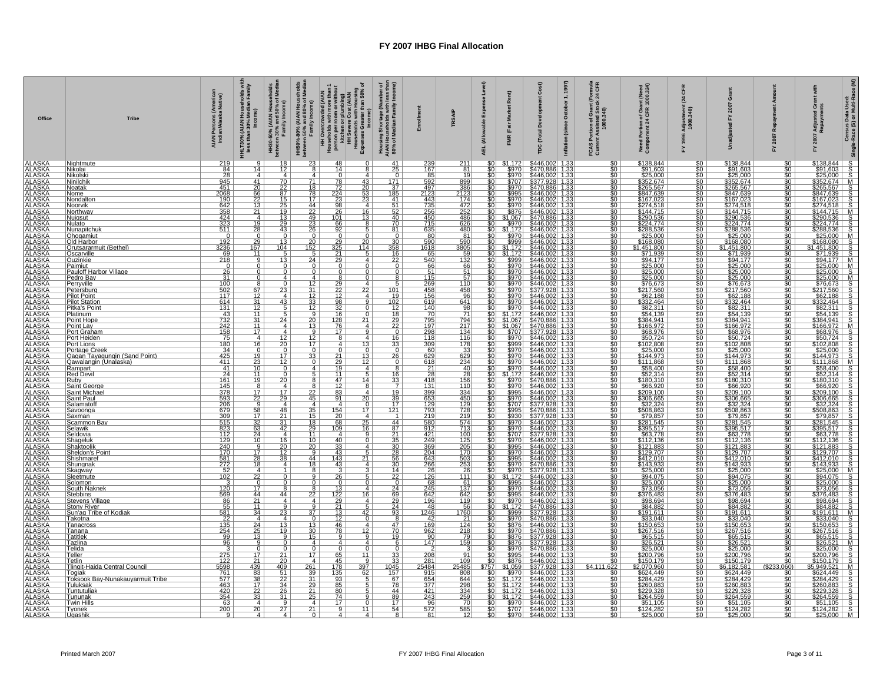# FY 2007 IHBG Final Allocation

| Office | Tribe | AIAN Persons (American Indian/Alaska Native) | HHLT30% (AIAN Households with less than 30% Median Family Income) | HH30-50% (AIAN Households between 30% and 50% of Median Family Income) | HH50%-80% (AIAN Households between 50% and 80% of Median Family Income) | HH Overcrowded (AIAN Households with more than 1 person per room or without kitchen or plumbing) | HH Severe Cost (AIAN Households with Housing Expenses Greater than 50% of Income) | Housing Shortage (Number of AIAN Households with less than 80% of Median Family Income) | Enrollment | TRSAIP | AEL (Allowable Expense Level) | FMR (Fair Market Rent) | TDC (Total Development Cost) | Inflation (since October 1, 1997) | FCAS Portion of Grant (Formula Current Assisted Stock 24 CFR 1000.340) | Need Portion of Grant (Need Component 24 CFR 1000.324) | FY 1996 Adjustment (24 CFR 1000.340) | Unadjusted FY 2007 Grant | FY 2007 Repayment Amount | FY 2007 Adjusted Grant with Repayments | Census Data Used: Single-Race (S) or Multi-Race (M) |
|---|---|---|---|---|---|---|---|---|---|---|---|---|---|---|---|---|---|---|---|---|---|
| ALASKA | Nightmute | 219 | 9 | 18 | 23 | 48 | 0 | 41 | 239 | 211 | $0 | $1,172 | $446,002 | 1.33 | $0 | $138,844 | $0 | $138,844 | $0 | $138,844 | S |
| ALASKA | Nikolai | 84 | 14 | 12 | 8 | 14 | 8 | 25 | 167 | 81 | $0 | $970 | $470,886 | 1.33 | $0 | $91,603 | $0 | $91,603 | $0 | $91,603 | S |
| ALASKA | Nikolski | 28 | 4 | 4 | 4 | 0 | 4 | 0 | 85 | 19 | $0 | $970 | $446,002 | 1.33 | $0 | $25,000 | $0 | $25,000 | $0 | $25,000 | S |
| ALASKA | Ninilchik | 945 | 41 | 70 | 71 | 78 | 43 | 171 | 592 | 899 | $0 | $707 | $377,928 | 1.33 | $0 | $352,674 | $0 | $352,674 | $0 | $352,674 | M |
| ALASKA | Noatak | 451 | 20 | 22 | 18 | 72 | 20 | 37 | 497 | 386 | $0 | $970 | $470,886 | 1.33 | $0 | $265,567 | $0 | $265,567 | $0 | $265,567 | S |
| ALASKA | Nome | 2068 | 66 | 87 | 78 | 224 | 53 | 185 | 2123 | 2123 | $0 | $995 | $446,002 | 1.33 | $0 | $847,639 | $0 | $847,639 | $0 | $847,639 | S |
| ALASKA | Nondalton | 190 | 22 | 15 | 17 | 23 | 23 | 41 | 443 | 174 | $0 | $970 | $446,002 | 1.33 | $0 | $167,023 | $0 | $167,023 | $0 | $167,023 | S |
| ALASKA | Noorvik | 642 | 13 | 25 | 44 | 98 | 4 | 51 | 735 | 472 | $0 | $970 | $446,002 | 1.33 | $0 | $274,518 | $0 | $274,518 | $0 | $274,518 | S |
| ALASKA | Northway | 358 | 21 | 19 | 22 | 26 | 16 | 52 | 256 | 252 | $0 | $876 | $446,002 | 1.33 | $0 | $144,715 | $0 | $144,715 | $0 | $144,715 | M |
| ALASKA | Nuiqsut | 424 | 4 | 13 | 49 | 101 | 13 | 40 | 450 | 486 | $0 | $1,067 | $470,886 | 1.33 | $0 | $290,536 | $0 | $290,536 | $0 | $290,536 | S |
| ALASKA | Nulato | 323 | 19 | 29 | 23 | 66 | 8 | 70 | 715 | 626 | $0 | $970 | $446,002 | 1.33 | $0 | $224,774 | $0 | $224,774 | $0 | $224,774 | S |
| ALASKA | Nunapitchuk | 511 | 28 | 43 | 26 | 92 | 5 | 81 | 635 | 480 | $0 | $1,172 | $446,002 | 1.33 | $0 | $288,536 | $0 | $288,536 | $0 | $288,536 | S |
| ALASKA | Ohogamiut | 0 | 0 | 0 | 0 | 0 | 0 | 0 | 80 | 81 | $0 | $970 | $446,002 | 1.33 | $0 | $25,000 | $0 | $25,000 | $0 | $25,000 | M |
| ALASKA | Old Harbor | 192 | 29 | 13 | 20 | 29 | 20 | 30 | 590 | 590 | $0 | $999 | $446,002 | 1.33 | $0 | $168,080 | $0 | $168,080 | $0 | $168,080 | S |
| ALASKA | Orutsararmuit (Bethel) | 3236 | 167 | 104 | 152 | 325 | 114 | 358 | 1618 | 3805 | $0 | $1,172 | $446,002 | 1.33 | $0 | $1,451,800 | $0 | $1,451,800 | $0 | $1,451,800 | S |
| ALASKA | Oscarville | 69 | 11 | 5 | 5 | 21 | 5 | 16 | 65 | 59 | $0 | $1,172 | $446,002 | 1.33 | $0 | $71,939 | $0 | $71,939 | $0 | $71,939 | S |
| ALASKA | Ouzinkie | 218 | 9 | 13 | 24 | 29 | 4 | 22 | 540 | 132 | $0 | $999 | $446,002 | 1.33 | $0 | $94,177 | $0 | $94,177 | $0 | $94,177 | M |
| ALASKA | Paimiut | 0 | 0 | 0 | 0 | 0 | 0 | 0 | 66 | 66 | $0 | $970 | $446,002 | 1.33 | $0 | $25,000 | $0 | $25,000 | $0 | $25,000 | M |
| ALASKA | Pauloff Harbor Village | 26 | 0 | 0 | 0 | 0 | 0 | 0 | 51 | 51 | $0 | $970 | $446,002 | 1.33 | $0 | $25,000 | $0 | $25,000 | $0 | $25,000 | S |
| ALASKA | Pedro Bay | 31 | 0 | 4 | 4 | 8 | 0 | 8 | 115 | 57 | $0 | $970 | $446,002 | 1.33 | $0 | $25,000 | $0 | $25,000 | $0 | $25,000 | M |
| ALASKA | Perryville | 100 | 8 | 0 | 12 | 29 | 4 | 5 | 269 | 110 | $0 | $970 | $446,002 | 1.33 | $0 | $76,673 | $0 | $76,673 | $0 | $76,673 | S |
| ALASKA | Petersburg | 502 | 67 | 23 | 31 | 22 | 22 | 101 | 458 | 458 | $0 | $970 | $377,928 | 1.33 | $0 | $217,560 | $0 | $217,560 | $0 | $217,560 | S |
| ALASKA | Pilot Point | 117 | 12 | 4 | 12 | 12 | 4 | 19 | 156 | 96 | $0 | $970 | $446,002 | 1.33 | $0 | $62,188 | $0 | $62,188 | $0 | $62,188 | S |
| ALASKA | Pilot Station | 614 | 31 | 43 | 33 | 98 | 9 | 102 | 619 | 641 | $0 | $970 | $446,002 | 1.33 | $0 | $332,464 | $0 | $332,464 | $0 | $332,464 | S |
| ALASKA | Pitka's Point | 131 | 12 | 5 | 12 | 32 | 0 | 12 | 140 | 98 | $0 | $970 | $446,002 | 1.33 | $0 | $82,311 | $0 | $82,311 | $0 | $82,311 | S |
| ALASKA | Platinum | 43 | 11 | 5 | 9 | 16 | 0 | 18 | 70 | 71 | $0 | $1,172 | $446,002 | 1.33 | $0 | $54,139 | $0 | $54,139 | $0 | $54,139 | S |
| ALASKA | Point Hope | 732 | 31 | 24 | 20 | 128 | 21 | 29 | 795 | 794 | $0 | $1,067 | $470,886 | 1.33 | $0 | $384,941 | $0 | $384,941 | $0 | $384,941 | S |
| ALASKA | Point Lay | 242 | 11 | 4 | 13 | 76 | 4 | 22 | 197 | 217 | $0 | $1,067 | $470,886 | 1.33 | $0 | $166,972 | $0 | $166,972 | $0 | $166,972 | M |
| ALASKA | Port Graham | 158 | 17 | 4 | 9 | 17 | 9 | 0 | 298 | 134 | $0 | $707 | $377,928 | 1.33 | $0 | $68,976 | $0 | $68,976 | $0 | $68,976 | S |
| ALASKA | Port Heiden | 75 | 4 | 12 | 12 | 8 | 4 | 16 | 118 | 116 | $0 | $970 | $446,002 | 1.33 | $0 | $50,724 | $0 | $50,724 | $0 | $50,724 | S |
| ALASKA | Port Lions | 180 | 16 | 20 | 17 | 4 | 13 | 33 | 309 | 178 | $0 | $999 | $446,002 | 1.33 | $0 | $102,808 | $0 | $102,808 | $0 | $102,808 | S |
| ALASKA | Portage Creek | 34 | 0 | 0 | 0 | 0 | 0 | 0 | 60 | 33 | $0 | $970 | $446,002 | 1.33 | $0 | $25,000 | $0 | $25,000 | $0 | $25,000 | S |
| ALASKA | Qagan Tayagungin (Sand Point) | 425 | 19 | 17 | 33 | 21 | 13 | 26 | 629 | 629 | $0 | $970 | $446,002 | 1.33 | $0 | $144,973 | $0 | $144,973 | $0 | $144,973 | S |
| ALASKA | Qawalangin (Unalaska) | 411 | 23 | 12 | 0 | 29 | 12 | 0 | 618 | 234 | $0 | $970 | $446,002 | 1.33 | $0 | $111,868 | $0 | $111,868 | $0 | $111,868 | M |
| ALASKA | Rampart | 41 | 10 | 0 | 4 | 19 | 4 | 8 | 21 | 40 | $0 | $970 | $446,002 | 1.33 | $0 | $58,400 | $0 | $58,400 | $0 | $58,400 | S |
| ALASKA | Red Devil | 24 | 11 | 0 | 5 | 11 | 5 | 16 | 28 | 28 | $0 | $1,172 | $446,002 | 1.33 | $0 | $52,314 | $0 | $52,314 | $0 | $52,314 | S |
| ALASKA | Ruby | 161 | 19 | 20 | 8 | 47 | 14 | 33 | 418 | 156 | $0 | $970 | $470,886 | 1.33 | $0 | $180,310 | $0 | $180,310 | $0 | $180,310 | S |
| ALASKA | Saint George | 145 | 8 | 4 | 8 | 12 | 8 | 7 | 131 | 110 | $0 | $970 | $446,002 | 1.33 | $0 | $66,920 | $0 | $66,920 | $0 | $66,920 | S |
| ALASKA | Saint Michael | 378 | 17 | 17 | 22 | 83 | 4 | 19 | 399 | 334 | $0 | $995 | $446,002 | 1.33 | $0 | $209,100 | $0 | $209,100 | $0 | $209,100 | S |
| ALASKA | Saint Paul | 593 | 22 | 29 | 45 | 91 | 20 | 39 | 653 | 450 | $0 | $970 | $446,002 | 1.33 | $0 | $306,665 | $0 | $306,665 | $0 | $306,665 | S |
| ALASKA | Salamatoff | 206 | 9 | 4 | 4 | 4 | 0 | 17 | 129 | 129 | $0 | $707 | $377,928 | 1.33 | $0 | $32,324 | $0 | $32,324 | $0 | $32,324 | S |
| ALASKA | Savoonga | 679 | 58 | 48 | 35 | 154 | 17 | 121 | 793 | 728 | $0 | $995 | $470,886 | 1.33 | $0 | $508,863 | $0 | $508,863 | $0 | $508,863 | S |
| ALASKA | Saxman | 309 | 17 | 21 | 15 | 20 | 4 | 1 | 219 | 219 | $0 | $930 | $377,928 | 1.33 | $0 | $79,857 | $0 | $79,857 | $0 | $79,857 | S |
| ALASKA | Scammon Bay | 515 | 32 | 31 | 18 | 68 | 25 | 44 | 580 | 574 | $0 | $970 | $446,002 | 1.33 | $0 | $281,545 | $0 | $281,545 | $0 | $281,545 | S |
| ALASKA | Selawik | 823 | 63 | 42 | 29 | 109 | 16 | 87 | 912 | 713 | $0 | $970 | $470,886 | 1.33 | $0 | $395,517 | $0 | $395,517 | $0 | $395,517 | S |
| ALASKA | Seldovia | 112 | 24 | 4 | 11 | 4 | 9 | 21 | 421 | 100 | $0 | $707 | $377,928 | 1.33 | $0 | $63,778 | $0 | $63,778 | $0 | $63,778 | S |
| ALASKA | Shageluk | 129 | 10 | 16 | 10 | 40 | 0 | 35 | 249 | 125 | $0 | $970 | $446,002 | 1.33 | $0 | $112,136 | $0 | $112,136 | $0 | $112,136 | S |
| ALASKA | Shaktoolik | 240 | 9 | 20 | 20 | 33 | 4 | 30 | 369 | 205 | $0 | $995 | $446,002 | 1.33 | $0 | $121,883 | $0 | $121,883 | $0 | $121,883 | S |
| ALASKA | Sheldon's Point | 170 | 17 | 12 | 9 | 43 | 5 | 28 | 204 | 170 | $0 | $970 | $446,002 | 1.33 | $0 | $129,707 | $0 | $129,707 | $0 | $129,707 | S |
| ALASKA | Shishmaref | 581 | 28 | 38 | 44 | 143 | 21 | 56 | 643 | 503 | $0 | $995 | $446,002 | 1.33 | $0 | $412,010 | $0 | $412,010 | $0 | $412,010 | S |
| ALASKA | Shungnak | 272 | 18 | 4 | 18 | 43 | 4 | 30 | 266 | 253 | $0 | $970 | $470,886 | 1.33 | $0 | $143,933 | $0 | $143,933 | $0 | $143,933 | S |
| ALASKA | Skagway | 52 | 4 | 1 | 8 | 3 | 3 | 14 | 26 | 26 | $0 | $970 | $377,928 | 1.33 | $0 | $25,000 | $0 | $25,000 | $0 | $25,000 | M |
| ALASKA | Sleetmute | 102 | 22 | 0 | 9 | 26 | 5 | 22 | 126 | 111 | $0 | $1,172 | $446,002 | 1.33 | $0 | $94,075 | $0 | $94,075 | $0 | $94,075 | S |
| ALASKA | Solomon | 3 | 0 | 0 | 0 | 0 | 0 | 0 | 68 | 61 | $0 | $995 | $446,002 | 1.33 | $0 | $25,000 | $0 | $25,000 | $0 | $25,000 | S |
| ALASKA | South Naknek | 120 | 17 | 8 | 8 | 13 | 4 | 24 | 245 | 137 | $0 | $970 | $446,002 | 1.33 | $0 | $73,056 | $0 | $73,056 | $0 | $73,056 | S |
| ALASKA | Stebbins | 569 | 44 | 44 | 22 | 122 | 16 | 69 | 642 | 642 | $0 | $995 | $446,002 | 1.33 | $0 | $376,483 | $0 | $376,483 | $0 | $376,483 | S |
| ALASKA | Stevens Village | 86 | 21 | 4 | 4 | 29 | 4 | 29 | 196 | 119 | $0 | $970 | $446,002 | 1.33 | $0 | $98,694 | $0 | $98,694 | $0 | $98,694 | S |
| ALASKA | Stony River | 55 | 11 | 9 | 9 | 21 | 5 | 24 | 48 | 56 | $0 | $1,172 | $470,886 | 1.33 | $0 | $84,882 | $0 | $84,882 | $0 | $84,882 | S |
| ALASKA | Sun'aq Tribe of Kodiak | 581 | 34 | 23 | 37 | 13 | 42 | 93 | 1246 | 1760 | $0 | $999 | $377,928 | 1.33 | $0 | $191,611 | $0 | $191,611 | $0 | $191,611 | M |
| ALASKA | Takotna | 22 | 4 | 4 | 0 | 12 | 0 | 8 | 42 | 21 | $0 | $970 | $470,886 | 1.33 | $0 | $33,040 | $0 | $33,040 | $0 | $33,040 | S |
| ALASKA | Tanacross | 135 | 24 | 13 | 13 | 46 | 4 | 47 | 169 | 124 | $0 | $876 | $446,002 | 1.33 | $0 | $150,653 | $0 | $150,653 | $0 | $150,653 | S |
| ALASKA | Tanana | 254 | 25 | 19 | 30 | 78 | 12 | 70 | 962 | 218 | $0 | $970 | $470,886 | 1.33 | $0 | $267,516 | $0 | $267,516 | $0 | $267,516 | S |
| ALASKA | Tatitlek | 99 | 13 | 9 | 15 | 9 | 9 | 19 | 90 | 79 | $0 | $876 | $377,928 | 1.33 | $0 | $65,515 | $0 | $65,515 | $0 | $65,515 | S |
| ALASKA | Tazlina | 96 | 9 | 0 | 4 | 4 | 4 | 6 | 147 | 159 | $0 | $876 | $377,928 | 1.33 | $0 | $26,521 | $0 | $26,521 | $0 | $26,521 | M |
| ALASKA | Telida | 3 | 0 | 0 | 0 | 0 | 0 | 0 | 2 | 3 | $0 | $970 | $470,886 | 1.33 | $0 | $25,000 | $0 | $25,000 | $0 | $25,000 | S |
| ALASKA | Teller | 275 | 17 | 21 | 17 | 65 | 11 | 33 | 208 | 91 | $0 | $995 | $446,002 | 1.33 | $0 | $200,796 | $0 | $200,796 | $0 | $200,796 | S |
| ALASKA | Tetlin | 122 | 21 | 20 | 4 | 45 | 9 | 33 | 281 | 109 | $0 | $876 | $446,002 | 1.33 | $0 | $150,179 | $0 | $150,179 | $0 | $150,179 | S |
| ALASKA | Tlingit-Haida Central Council | 5598 | 439 | 409 | 261 | 178 | 397 | 1045 | 25484 | 25485 | $757 | $1,059 | $377,928 | 1.33 | $4,111,622 | $2,070,960 | $0 | $6,182,581 | ($233,060) | $5,949,521 | M |
| ALASKA | Togiak | 761 | 83 | 51 | 39 | 135 | 62 | 157 | 915 | 808 | $0 | $970 | $446,002 | 1.33 | $0 | $624,449 | $0 | $624,449 | $0 | $624,449 | S |
| ALASKA | Toksook Bay-Nunakauyarmuit Tribe | 577 | 38 | 22 | 31 | 93 | 5 | 67 | 654 | 644 | $0 | $1,172 | $446,002 | 1.33 | $0 | $284,429 | $0 | $284,429 | $0 | $284,429 | S |
| ALASKA | Tuluksak | 463 | 17 | 34 | 29 | 85 | 5 | 78 | 377 | 298 | $0 | $1,172 | $446,002 | 1.33 | $0 | $260,883 | $0 | $260,883 | $0 | $260,883 | S |
| ALASKA | Tuntutliak | 420 | 22 | 26 | 21 | 80 | 5 | 44 | 421 | 334 | $0 | $1,172 | $446,002 | 1.33 | $0 | $229,328 | $0 | $229,328 | $0 | $229,328 | S |
| ALASKA | Tununak | 354 | 33 | 31 | 25 | 74 | 9 | 89 | 243 | 259 | $0 | $1,172 | $446,002 | 1.33 | $0 | $264,559 | $0 | $264,559 | $0 | $264,559 | S |
| ALASKA | Twin Hills | 63 | 4 | 9 | 4 | 17 | 0 | 17 | 96 | 70 | $0 | $970 | $446,002 | 1.33 | $0 | $51,105 | $0 | $51,105 | $0 | $51,105 | S |
| ALASKA | Tyonek | 200 | 20 | 27 | 21 | 9 | 11 | 54 | 572 | 585 | $0 | $707 | $446,002 | 1.33 | $0 | $124,282 | $0 | $124,282 | $0 | $124,282 | S |
| ALASKA | Ugashik | 9 | 4 | 4 | 0 | 4 | 4 | 8 | 81 | 12 | $0 | $970 | $446,002 | 1.33 | $0 | $25,000 | $0 | $25,000 | $0 | $25,000 | M |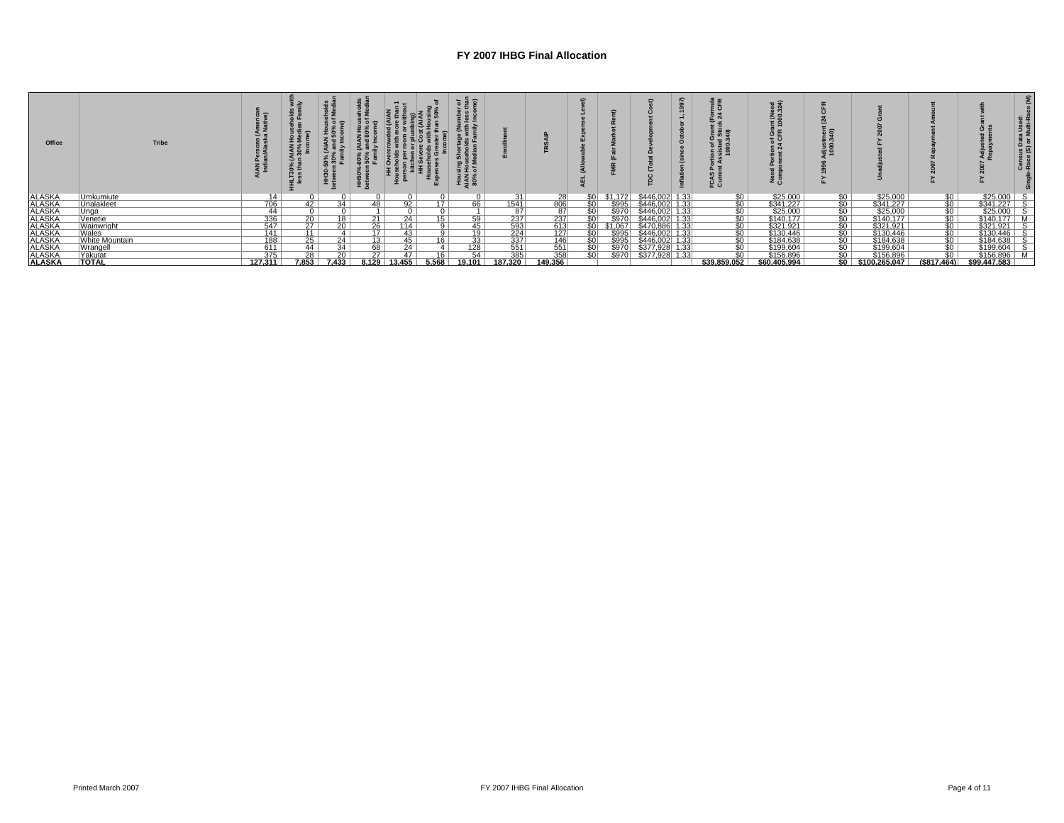# FY 2007 IHBG Final Allocation

| Office | Tribe | AIAN Persons (American Indian/Alaska Native) | HHLT30% (AIAN Households with less than 30% Median Family Income) | HH30-50% (AIAN Households between 30% and 50% of Median Family Income) | HH50%-80% (AIAN Households between 50% and 80% of Median Family Income) | HH Overcrowded (AIAN Households with more than 1 person per room or without kitchen or plumbing) | HH Severe Cost (AIAN Households with Housing Expenses Greater than 50% of Income) | Housing Shortage (Number of AIAN Households with less than 80% of Median Family Income) | Enrollment | TRSAIP | AEL (Allowable Expense Level) | FMR (Fair Market Rent) | TDC (Total Development Cost) | Inflation (since October 1, 1997) | FCAS Portion of Grant (Formula Current Assisted Stock 24 CFR 1000.340) | Need Portion of Grant (Need Component 24 CFR 1000.324) | FY 1996 Adjustment (24 CFR 1000.340) | Unadjusted FY 2007 Grant | FY 2007 Repayment Amount | FY 2007 Adjusted Grant with Repayments | Census Data Used: Single-Race (S) or Multi-Race (M) |
|---|---|---|---|---|---|---|---|---|---|---|---|---|---|---|---|---|---|---|---|---|---|
| ALASKA | Umkumiute | 14 | 0 | 0 | 0 | 0 | 0 | 0 | 31 | 28 | $0 | $1,172 | $446,002 | 1.33 | $0 | $25,000 | $0 | $25,000 | $0 | $25,000 | S |
| ALASKA | Unalakleet | 706 | 42 | 34 | 48 | 92 | 17 | 66 | 1541 | 806 | $0 | $995 | $446,002 | 1.33 | $0 | $341,227 | $0 | $341,227 | $0 | $341,227 | S |
| ALASKA | Unga | 44 | 0 | 0 | 1 | 0 | 0 | 1 | 87 | 87 | $0 | $970 | $446,002 | 1.33 | $0 | $25,000 | $0 | $25,000 | $0 | $25,000 | S |
| ALASKA | Venetie | 336 | 20 | 18 | 21 | 24 | 15 | 59 | 237 | 237 | $0 | $970 | $446,002 | 1.33 | $0 | $140,177 | $0 | $140,177 | $0 | $140,177 | M |
| ALASKA | Wainwright | 547 | 27 | 20 | 26 | 114 | 9 | 45 | 593 | 613 | $0 | $1,067 | $470,886 | 1.33 | $0 | $321,921 | $0 | $321,921 | $0 | $321,921 | S |
| ALASKA | Wales | 141 | 11 | 4 | 17 | 43 | 9 | 19 | 224 | 127 | $0 | $995 | $446,002 | 1.33 | $0 | $130,446 | $0 | $130,446 | $0 | $130,446 | S |
| ALASKA | White Mountain | 188 | 25 | 24 | 13 | 45 | 16 | 33 | 337 | 146 | $0 | $995 | $446,002 | 1.33 | $0 | $184,638 | $0 | $184,638 | $0 | $184,638 | S |
| ALASKA | Wrangell | 611 | 44 | 34 | 68 | 24 | 4 | 128 | 551 | 551 | $0 | $970 | $377,928 | 1.33 | $0 | $199,604 | $0 | $199,604 | $0 | $199,604 | S |
| ALASKA | Yakutat | 375 | 28 | 20 | 27 | 47 | 16 | 54 | 385 | 358 | $0 | $970 | $377,928 | 1.33 | $0 | $156,896 | $0 | $156,896 | $0 | $156,896 | M |
| **ALASKA** | **TOTAL** | **127,311** | **7,853** | **7,433** | **8,129** | **13,455** | **5,568** | **19,101** | **187,320** | **149,356** | | | | | **$39,859,052** | **$60,405,994** | **$0** | **$100,265,047** | **($817,464)** | **$99,447,583** | |

Printed March 2007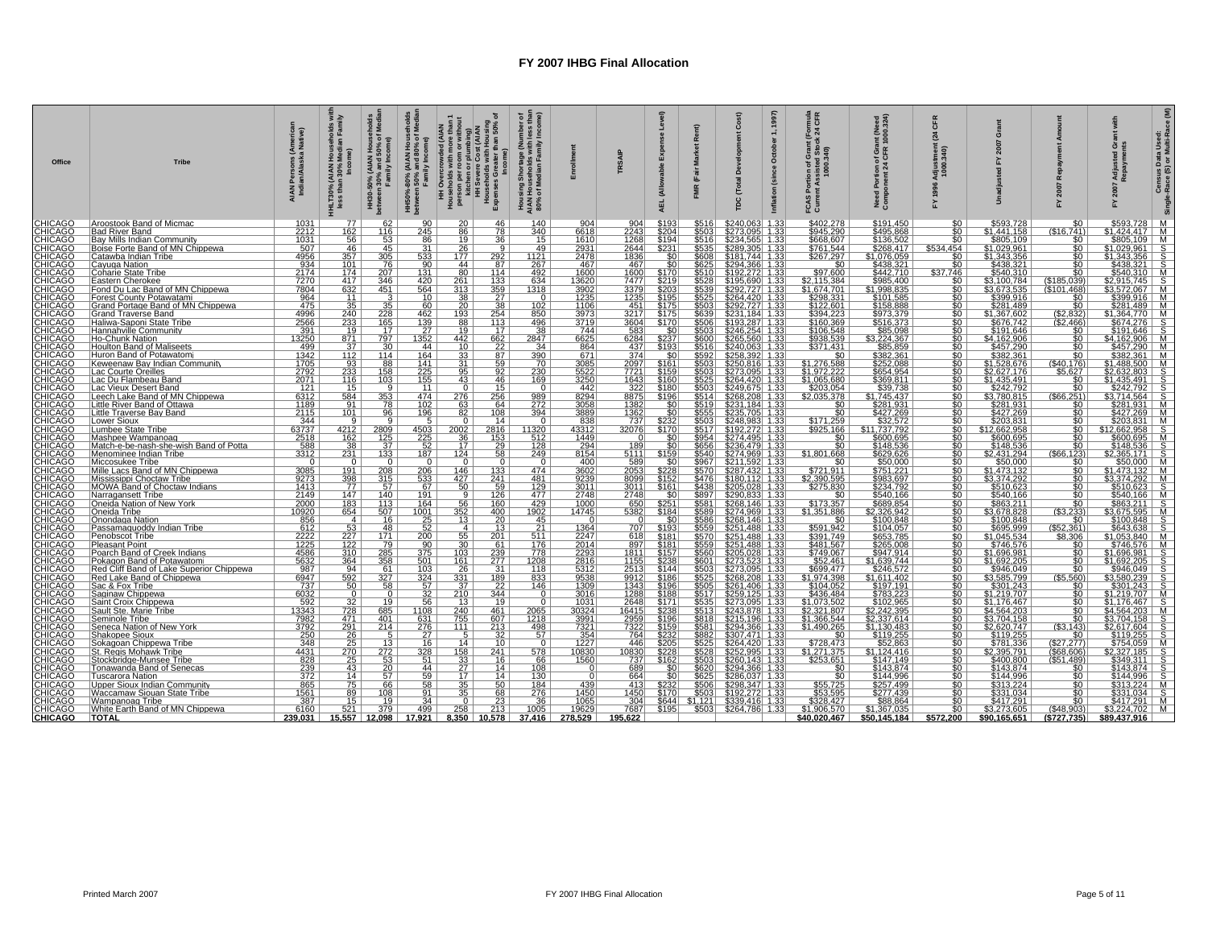# FY 2007 IHBG Final Allocation

| Office | Tribe | AIAN Persons (American Indian/Alaska Native) | HHLT30% (AIAN Households with less than 30% Median Family Income) | HH30-50% (AIAN Households between 30% and 50% of Median Family Income) | HH50%-80% (AIAN Households between 50% and 80% of Median Family Income) | HH Overcrowded (AIAN Households with more than 1 person per room or without kitchen or plumbing) | HH Severe Cost (AIAN Households with Housing Expenses Greater than 50% of Income) | Housing Shortage (Number of AIAN Households with less than 80% of Median Family Income) | Enrollment | TRSAIP | AEL (Allowable Expense Level) | FMR (Fair Market Rent) | TDC (Total Development Cost) | Inflation (since October 1, 1997) | FCAS Portion of Grant (Formula Current Assisted Stock 24 CFR 1000.340) | Need Portion of Grant (Need Component 24 CFR 1000.324) | FY 1996 Adjustment (24 CFR 1000.340) | Unadjusted FY 2007 Grant | FY 2007 Repayment Amount | FY 2007 Adjusted Grant with Repayments | Census Data Used: Single-Race (S) or Multi-Race (M) |
|---|---|---|---|---|---|---|---|---|---|---|---|---|---|---|---|---|---|---|---|---|---|
| CHICAGO | Aroostook Band of Micmac | 1031 | 77 | 62 | 90 | 20 | 46 | 140 | 904 | 904 | $193 | $516 | $240,063 | 1.33 | $402,278 | $191,450 | $0 | $593,728 | $0 | $593,728 | M |
| CHICAGO | Bad River Band | 2212 | 162 | 116 | 245 | 86 | 78 | 340 | 6618 | 2243 | $204 | $503 | $273,095 | 1.33 | $945,290 | $495,868 | $0 | $1,441,158 | ($16,741) | $1,424,417 | M |
| CHICAGO | Bay Mills Indian Community | 1031 | 56 | 53 | 86 | 19 | 36 | 15 | 1610 | 1268 | $194 | $516 | $234,565 | 1.33 | $668,607 | $136,502 | $0 | $805,109 | $0 | $805,109 | M |
| CHICAGO | Boise Forte Band of MN Chippewa | 507 | 46 | 45 | 31 | 26 | 9 | 49 | 2931 | 2644 | $231 | $535 | $289,305 | 1.33 | $761,544 | $268,417 | $534,454 | $1,029,961 | $0 | $1,029,961 | S |
| CHICAGO | Catawba Indian Tribe | 4956 | 357 | 305 | 533 | 177 | 292 | 1121 | 2478 | 1836 | $0 | $608 | $181,744 | 1.33 | $267,297 | $1,076,059 | $0 | $1,343,356 | $0 | $1,343,356 | S |
| CHICAGO | Cayuga Nation | 934 | 101 | 76 | 90 | 44 | 87 | 267 | 467 | 467 | $0 | $625 | $294,366 | 1.33 | $0 | $438,321 | $0 | $438,321 | $0 | $438,321 | S |
| CHICAGO | Coharie State Tribe | 2174 | 174 | 207 | 131 | 80 | 114 | 492 | 1600 | 1600 | $170 | $510 | $192,272 | 1.33 | $97,600 | $442,710 | $37,746 | $540,310 | $0 | $540,310 | M |
| CHICAGO | Eastern Cherokee | 7270 | 417 | 346 | 420 | 261 | 133 | 634 | 13620 | 7477 | $219 | $528 | $195,690 | 1.33 | $2,115,384 | $985,400 | $0 | $3,100,784 | ($185,039) | $2,915,745 | S |
| CHICAGO | Fond Du Lac Band of MN Chippewa | 7804 | 632 | 451 | 564 | 313 | 359 | 1318 | 3902 | 3379 | $203 | $539 | $292,727 | 1.33 | $1,674,701 | $1,998,835 | $0 | $3,673,535 | ($101,468) | $3,572,067 | M |
| CHICAGO | Forest County Potawatami | 964 | 11 | 3 | 10 | 38 | 27 | 0 | 1235 | 1235 | $195 | $525 | $264,420 | 1.33 | $298,331 | $101,585 | $0 | $399,916 | $0 | $399,916 | M |
| CHICAGO | Grand Portage Band of MN Chippewa | 475 | 35 | 35 | 60 | 20 | 38 | 102 | 1106 | 451 | $175 | $503 | $292,727 | 1.33 | $122,601 | $158,888 | $0 | $281,489 | $0 | $281,489 | M |
| CHICAGO | Grand Traverse Band | 4996 | 240 | 228 | 462 | 193 | 254 | 850 | 3973 | 3217 | $175 | $639 | $231,184 | 1.33 | $394,223 | $973,379 | $0 | $1,367,602 | ($2,832) | $1,364,770 | M |
| CHICAGO | Haliwa-Saponi State Tribe | 2566 | 233 | 165 | 139 | 88 | 113 | 496 | 3719 | 3604 | $170 | $506 | $193,287 | 1.33 | $160,369 | $516,373 | $0 | $676,742 | ($2,466) | $674,276 | S |
| CHICAGO | Hannahville Community | 391 | 19 | 17 | 27 | 19 | 17 | 38 | 744 | 583 | $0 | $503 | $246,254 | 1.33 | $106,548 | $85,098 | $0 | $191,646 | $0 | $191,646 | S |
| CHICAGO | Ho-Chunk Nation | 13250 | 871 | 797 | 1352 | 442 | 662 | 2847 | 6625 | 6284 | $237 | $600 | $265,560 | 1.33 | $938,539 | $3,224,367 | $0 | $4,162,906 | $0 | $4,162,906 | M |
| CHICAGO | Houlton Band of Maliseets | 499 | 37 | 30 | 44 | 10 | 22 | 34 | 864 | 437 | $193 | $516 | $240,063 | 1.33 | $371,431 | $85,859 | $0 | $457,290 | $0 | $457,290 | M |
| CHICAGO | Huron Band of Potawatomi | 1342 | 112 | 114 | 164 | 33 | 87 | 390 | 671 | 374 | $0 | $592 | $258,392 | 1.33 | $0 | $382,361 | $0 | $382,361 | $0 | $382,361 | M |
| CHICAGO | Keweenaw Bay Indian Community | 1705 | 93 | 88 | 141 | 31 | 59 | 70 | 3085 | 2097 | $161 | $503 | $250,816 | 1.33 | $1,276,588 | $252,088 | $0 | $1,528,676 | ($40,176) | $1,488,500 | M |
| CHICAGO | Lac Courte Oreilles | 2792 | 233 | 158 | 225 | 95 | 92 | 230 | 5522 | 7721 | $159 | $503 | $273,095 | 1.33 | $1,972,222 | $654,954 | $0 | $2,627,176 | $5,627 | $2,632,803 | S |
| CHICAGO | Lac Du Flambeau Band | 2071 | 116 | 103 | 155 | 43 | 46 | 169 | 3250 | 1643 | $160 | $525 | $264,420 | 1.33 | $1,065,680 | $369,811 | $0 | $1,435,491 | $0 | $1,435,491 | S |
| CHICAGO | Lac Vieux Desert Band | 121 | 15 | 9 | 11 | 0 | 15 | 0 | 442 | 322 | $180 | $503 | $249,675 | 1.33 | $203,054 | $39,738 | $0 | $242,792 | $0 | $242,792 | S |
| CHICAGO | Leech Lake Band of MN Chippewa | 6312 | 584 | 353 | 474 | 276 | 256 | 989 | 8294 | 8875 | $196 | $514 | $268,208 | 1.33 | $2,035,378 | $1,745,437 | $0 | $3,780,815 | ($66,251) | $3,714,564 | S |
| CHICAGO | Little River Band of Ottawa | 1189 | 91 | 78 | 102 | 63 | 64 | 272 | 3058 | 1382 | $0 | $519 | $231,184 | 1.33 | $0 | $281,931 | $0 | $281,931 | $0 | $281,931 | M |
| CHICAGO | Little Traverse Bay Band | 2115 | 101 | 96 | 196 | 82 | 108 | 394 | 3889 | 1362 | $0 | $555 | $235,705 | 1.33 | $0 | $427,269 | $0 | $427,269 | $0 | $427,269 | M |
| CHICAGO | Lower Sioux | 344 | 9 | 9 | 5 | 0 | 14 | 0 | 838 | 737 | $232 | $503 | $248,983 | 1.33 | $171,259 | $32,572 | $0 | $203,831 | $0 | $203,831 | M |
| CHICAGO | Lumbee State Tribe | 63737 | 4212 | 2809 | 4503 | 2002 | 2816 | 11320 | 43312 | 32076 | $170 | $517 | $192,272 | 1.33 | $925,166 | $11,737,792 | $0 | $12,662,958 | $0 | $12,662,958 | S |
| CHICAGO | Mashpee Wampanoag | 2518 | 162 | 125 | 225 | 36 | 153 | 512 | 1449 | 0 | $0 | $954 | $274,495 | 1.33 | $0 | $600,695 | $0 | $600,695 | $0 | $600,695 | M |
| CHICAGO | Match-e-be-nash-she-wish Band of Potta | 588 | 38 | 37 | 52 | 17 | 29 | 128 | 294 | 189 | $0 | $656 | $236,479 | 1.33 | $0 | $148,536 | $0 | $148,536 | $0 | $148,536 | S |
| CHICAGO | Menominee Indian Tribe | 3312 | 231 | 133 | 187 | 124 | 58 | 249 | 8154 | 5111 | $159 | $540 | $274,969 | 1.33 | $1,801,668 | $629,626 | $0 | $2,431,294 | ($66,123) | $2,365,171 | S |
| CHICAGO | Miccosukee Tribe | 0 | 0 | 0 | 0 | 0 | 0 | 0 | 400 | 589 | $0 | $967 | $211,592 | 1.33 | $0 | $50,000 | $0 | $50,000 | $0 | $50,000 | M |
| CHICAGO | Mille Lacs Band of MN Chippewa | 3085 | 191 | 208 | 206 | 146 | 133 | 474 | 3602 | 2053 | $228 | $570 | $287,432 | 1.33 | $721,911 | $751,221 | $0 | $1,473,132 | $0 | $1,473,132 | M |
| CHICAGO | Mississippi Choctaw Tribe | 9273 | 398 | 315 | 533 | 427 | 241 | 481 | 9239 | 8099 | $152 | $476 | $180,112 | 1.33 | $2,390,595 | $983,697 | $0 | $3,374,292 | $0 | $3,374,292 | M |
| CHICAGO | MOWA Band of Choctaw Indians | 1413 | 77 | 57 | 67 | 50 | 59 | 129 | 3011 | 3011 | $161 | $438 | $205,028 | 1.33 | $275,830 | $234,792 | $0 | $510,623 | $0 | $510,623 | S |
| CHICAGO | Narragansett Tribe | 2149 | 147 | 140 | 191 | 9 | 126 | 477 | 2748 | 2748 | $0 | $897 | $290,833 | 1.33 | $0 | $540,166 | $0 | $540,166 | $0 | $540,166 | M |
| CHICAGO | Oneida Nation of New York | 2000 | 183 | 113 | 164 | 56 | 160 | 429 | 1000 | 650 | $251 | $581 | $268,146 | 1.33 | $173,357 | $689,854 | $0 | $863,211 | $0 | $863,211 | S |
| CHICAGO | Oneida Tribe | 10920 | 654 | 507 | 1001 | 352 | 400 | 1902 | 14745 | 5382 | $184 | $589 | $274,969 | 1.33 | $1,351,886 | $2,326,942 | $0 | $3,678,828 | ($3,233) | $3,675,595 | M |
| CHICAGO | Onondaga Nation | 856 | 4 | 16 | 25 | 13 | 20 | 45 | 0 | 0 | $0 | $586 | $268,146 | 1.33 | $0 | $100,848 | $0 | $100,848 | $0 | $100,848 | S |
| CHICAGO | Passamaquoddy Indian Tribe | 612 | 53 | 48 | 52 | 4 | 13 | 21 | 1364 | 707 | $193 | $559 | $251,488 | 1.33 | $591,942 | $104,057 | $0 | $695,999 | ($52,361) | $643,638 | S |
| CHICAGO | Penobscot Tribe | 2222 | 227 | 171 | 200 | 55 | 201 | 511 | 2247 | 618 | $181 | $570 | $251,488 | 1.33 | $391,749 | $653,785 | $0 | $1,045,534 | $8,306 | $1,053,840 | M |
| CHICAGO | Pleasant Point | 1225 | 122 | 79 | 90 | 30 | 61 | 176 | 2014 | 897 | $181 | $559 | $251,488 | 1.33 | $481,567 | $265,008 | $0 | $746,576 | $0 | $746,576 | M |
| CHICAGO | Poarch Band of Creek Indians | 4586 | 310 | 285 | 375 | 103 | 239 | 778 | 2293 | 1811 | $157 | $560 | $205,028 | 1.33 | $749,067 | $947,914 | $0 | $1,696,981 | $0 | $1,696,981 | S |
| CHICAGO | Pokagon Band of Potawatomi | 5632 | 364 | 358 | 501 | 161 | 277 | 1208 | 2816 | 1155 | $238 | $601 | $273,523 | 1.33 | $52,461 | $1,639,744 | $0 | $1,692,205 | $0 | $1,692,205 | S |
| CHICAGO | Red Cliff Band of Lake Superior Chippewa | 987 | 94 | 61 | 103 | 26 | 31 | 118 | 5312 | 2513 | $144 | $503 | $273,095 | 1.33 | $699,477 | $246,572 | $0 | $946,049 | $0 | $946,049 | S |
| CHICAGO | Red Lake Band of Chippewa | 6947 | 592 | 327 | 324 | 331 | 189 | 833 | 9538 | 9912 | $186 | $525 | $268,208 | 1.33 | $1,974,398 | $1,611,402 | $0 | $3,585,799 | ($5,560) | $3,580,239 | S |
| CHICAGO | Sac & Fox Tribe | 737 | 50 | 58 | 57 | 37 | 22 | 146 | 1309 | 1343 | $196 | $505 | $261,406 | 1.33 | $104,052 | $197,191 | $0 | $301,243 | $0 | $301,243 | S |
| CHICAGO | Saginaw Chippewa | 6032 | 0 | 0 | 32 | 210 | 344 | 0 | 3016 | 1288 | $188 | $517 | $259,125 | 1.33 | $436,484 | $783,223 | $0 | $1,219,707 | $0 | $1,219,707 | M |
| CHICAGO | Saint Croix Chippewa | 592 | 32 | 19 | 56 | 13 | 19 | 0 | 1031 | 2648 | $171 | $535 | $273,095 | 1.33 | $1,073,502 | $102,965 | $0 | $1,176,467 | $0 | $1,176,467 | S |
| CHICAGO | Sault Ste. Marie Tribe | 13343 | 728 | 685 | 1108 | 240 | 461 | 2065 | 30324 | 16415 | $238 | $513 | $243,878 | 1.33 | $2,321,807 | $2,242,395 | $0 | $4,564,203 | $0 | $4,564,203 | M |
| CHICAGO | Seminole Tribe | 7982 | 471 | 401 | 631 | 755 | 607 | 1218 | 3991 | 2959 | $196 | $818 | $215,196 | 1.33 | $1,366,544 | $2,337,614 | $0 | $3,704,158 | $0 | $3,704,158 | S |
| CHICAGO | Seneca Nation of New York | 3792 | 291 | 214 | 276 | 111 | 213 | 498 | 7321 | 7322 | $159 | $581 | $294,366 | 1.33 | $1,490,265 | $1,130,483 | $0 | $2,620,747 | ($3,143) | $2,617,604 | S |
| CHICAGO | Shakopee Sioux | 250 | 26 | 5 | 27 | 5 | 32 | 57 | 354 | 764 | $232 | $882 | $307,471 | 1.33 | $0 | $119,255 | $0 | $119,255 | $0 | $119,255 | S |
| CHICAGO | Sokagoan Chippewa Tribe | 348 | 25 | 13 | 16 | 14 | 10 | 0 | 1227 | 446 | $205 | $525 | $264,420 | 1.33 | $728,473 | $52,863 | $0 | $781,336 | ($27,277) | $754,059 | M |
| CHICAGO | St. Regis Mohawk Tribe | 4431 | 270 | 272 | 328 | 158 | 241 | 578 | 10830 | 10830 | $228 | $528 | $252,995 | 1.33 | $1,271,375 | $1,124,416 | $0 | $2,395,791 | ($68,606) | $2,327,185 | S |
| CHICAGO | Stockbridge-Munsee Tribe | 828 | 25 | 53 | 51 | 33 | 16 | 66 | 1560 | 737 | $162 | $503 | $260,143 | 1.33 | $253,651 | $147,149 | $0 | $400,800 | ($51,489) | $349,311 | S |
| CHICAGO | Tonawanda Band of Senecas | 239 | 43 | 20 | 44 | 27 | 14 | 108 | 0 | 689 | $0 | $620 | $294,366 | 1.33 | $0 | $143,874 | $0 | $143,874 | $0 | $143,874 | S |
| CHICAGO | Tuscarora Nation | 372 | 14 | 57 | 59 | 17 | 14 | 130 | 0 | 664 | $0 | $625 | $286,037 | 1.33 | $0 | $144,996 | $0 | $144,996 | $0 | $144,996 | S |
| CHICAGO | Upper Sioux Indian Community | 865 | 75 | 66 | 58 | 35 | 50 | 184 | 439 | 413 | $232 | $506 | $298,347 | 1.33 | $55,725 | $257,499 | $0 | $313,224 | $0 | $313,224 | M |
| CHICAGO | Waccamaw Siouan State Tribe | 1561 | 89 | 108 | 91 | 35 | 68 | 276 | 1450 | 1450 | $170 | $503 | $192,272 | 1.33 | $53,595 | $277,439 | $0 | $331,034 | $0 | $331,034 | S |
| CHICAGO | Wampanoag Tribe | 387 | 15 | 19 | 34 | 0 | 23 | 36 | 1065 | 304 | $644 | $1,121 | $339,416 | 1.33 | $328,427 | $88,864 | $0 | $417,291 | $0 | $417,291 | M |
| CHICAGO | White Earth Band of MN Chippewa | 6160 | 521 | 379 | 499 | 258 | 213 | 1005 | 19629 | 7687 | $195 | $503 | $264,786 | 1.33 | $1,906,570 | $1,367,035 | $0 | $3,273,605 | ($48,903) | $3,224,702 | M |
| **CHICAGO** | **TOTAL** | **239,031** | **15,557** | **12,098** | **17,921** | **8,350** | **10,578** | **37,416** | **278,529** | **195,622** | | | | | **$40,020,467** | **$50,145,184** | **$572,200** | **$90,165,651** | **($727,735)** | **$89,437,916** | |

Printed March 2007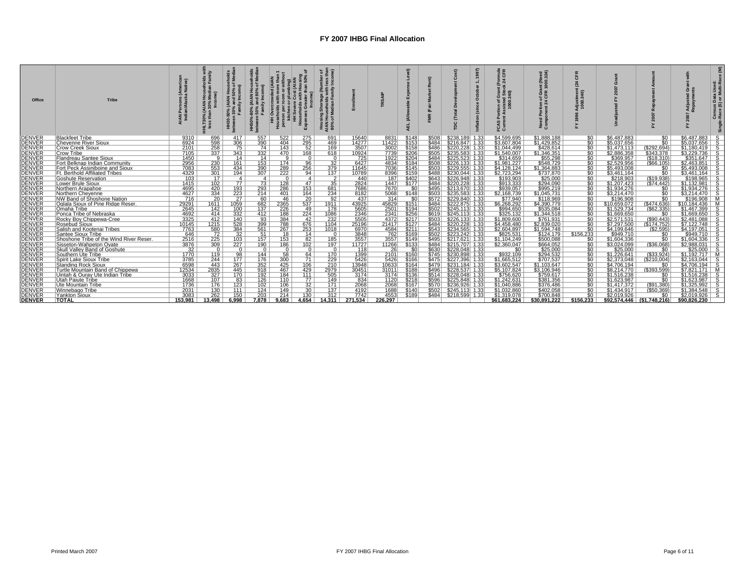# FY 2007 IHBG Final Allocation

| Office | Tribe | AIAN Persons (American Indian/Alaska Native) | HHLT30% (AIAN Households with less than 30% Median Family Income) | HH30-50% (AIAN Households between 30% and 50% of Median Family Income) | HH50%-80% (AIAN Households between 50% and 80% of Median Family Income) | HH Overcrowded (AIAN Households with more than 1 person per room or without kitchen or plumbing) | HH Severe Cost (AIAN Households with Housing Expenses Greater than 50% of Income) | Housing Shortage (Number of AIAN Households with less than 80% of Median Family Income) | Enrollment | TRSAIP | AEL (Allowable Expense Level) | FMR (Fair Market Rent) | TDC (Total Development Cost) | Inflation (since October 1, 1997) | FCAS Portion of Grant (Formula Current Assisted Stock 24 CFR 1000.340) | Need Portion of Grant (Need Component 24 CFR 1000.324) | FY 1996 Adjustment (24 CFR 1000.340) | Unadjusted FY 2007 Grant | FY 2007 Repayment Amount | FY 2007 Adjusted Grant with Repayments | Census Data Used: Single-Race (S) or Multi-Race (M) |
|---|---|---|---|---|---|---|---|---|---|---|---|---|---|---|---|---|---|---|---|---|---|
| DENVER | Blackfeet Tribe | 9310 | 696 | 417 | 557 | 522 | 275 | 691 | 15640 | 8831 | $148 | $508 | $238,189 | 1.33 | $4,599,695 | $1,888,188 | $0 | $6,487,883 | $0 | $6,487,883 | S |
| DENVER | Cheyenne River Sioux | 6924 | 598 | 306 | 390 | 404 | 295 | 469 | 14277 | 11422 | $153 | $484 | $216,847 | 1.33 | $3,607,804 | $1,429,852 | $0 | $5,037,656 | $0 | $5,037,656 | S |
| DENVER | Crow Creek Sioux | 2101 | 258 | 75 | 74 | 143 | 52 | 169 | 3507 | 3002 | $158 | $486 | $220,228 | 1.33 | $1,044,499 | $428,614 | $0 | $1,473,113 | ($292,694) | $1,180,419 | S |
| DENVER | Crow Tribe | 7105 | 337 | 343 | 332 | 470 | 168 | 618 | 10924 | 7739 | $206 | $505 | $235,583 | 1.33 | $1,540,007 | $1,346,351 | $0 | $2,886,358 | $343,378 | $3,229,736 | S |
| DENVER | Flandreau Santee Sioux | 1450 | 9 | 14 | 14 | 9 | 0 | 0 | 725 | 1922 | $204 | $484 | $225,523 | 1.33 | $314,659 | $55,298 | $0 | $369,957 | ($18,310) | $351,647 | S |
| DENVER | Fort Belknap Indian Community | 2956 | 230 | 161 | 153 | 174 | 96 | 32 | 6427 | 4834 | $184 | $508 | $226,133 | 1.33 | $1,981,227 | $548,729 | $0 | $2,529,956 | ($66,105) | $2,463,851 | S |
| DENVER | Fort Peck Assiniboine and Sioux | 7083 | 553 | 434 | 390 | 289 | 256 | 379 | 11645 | 7036 | $145 | $503 | $229,555 | 1.33 | $4,128,124 | $1,364,883 | $0 | $5,493,008 | $0 | $5,493,008 | S |
| DENVER | Ft. Berthold Affiliated Tribes | 4329 | 301 | 194 | 307 | 222 | 94 | 137 | 10789 | 8396 | $159 | $488 | $230,044 | 1.33 | $2,723,294 | $737,870 | $0 | $3,461,164 | $0 | $3,461,164 | S |
| DENVER | Goshute Reservation | 103 | 17 | 4 | 4 | 0 | 4 | 2 | 440 | 187 | $402 | $643 | $226,948 | 1.33 | $193,903 | $25,000 | $0 | $218,903 | ($19,938) | $198,965 | S |
| DENVER | Lower Brule Sioux | 1415 | 102 | 77 | 73 | 128 | 47 | 35 | 2824 | 1447 | $177 | $484 | $220,228 | 1.33 | $913,333 | $294,090 | $0 | $1,207,423 | ($74,442) | $1,132,981 | S |
| DENVER | Northern Arapahoe | 4695 | 420 | 193 | 293 | 286 | 153 | 681 | 7686 | 7670 | $0 | $495 | $213,670 | 1.33 | $939,057 | $995,219 | $0 | $1,934,276 | $0 | $1,934,276 | S |
| DENVER | Northern Cheyenne | 4627 | 334 | 223 | 214 | 401 | 164 | 234 | 8182 | 5068 | $148 | $503 | $235,583 | 1.33 | $2,168,739 | $1,045,731 | $0 | $3,214,470 | $0 | $3,214,470 | S |
| DENVER | NW Band of Shoshone Nation | 716 | 20 | 27 | 60 | 46 | 20 | 92 | 437 | 314 | $0 | $572 | $229,840 | 1.33 | $77,940 | $118,969 | $0 | $196,908 | $0 | $196,908 | M |
| DENVER | Oglala Sioux of Pine Ridge Reser. | 29291 | 1611 | 1059 | 682 | 2365 | 537 | 1911 | 43925 | 45829 | $151 | $484 | $222,875 | 1.33 | $6,268,292 | $4,390,779 | $0 | $10,659,072 | ($474,636) | $10,184,436 | M |
| DENVER | Omaha Tribe | 2645 | 142 | 100 | 137 | 226 | 49 | 178 | 5605 | 2501 | $194 | $502 | $245,113 | 1.33 | $994,650 | $535,084 | $0 | $1,529,734 | ($62,335) | $1,467,399 | S |
| DENVER | Ponca Tribe of Nebraska | 4692 | 414 | 332 | 412 | 188 | 224 | 1086 | 2346 | 2341 | $256 | $619 | $245,113 | 1.33 | $325,132 | $1,344,518 | $0 | $1,669,650 | $0 | $1,669,650 | S |
| DENVER | Rocky Boy Chippewa-Cree | 3325 | 412 | 140 | 93 | 384 | 42 | 232 | 5505 | 4372 | $217 | $503 | $226,133 | 1.33 | $1,809,600 | $761,931 | $0 | $2,571,531 | ($90,443) | $2,481,088 | S |
| DENVER | Rosebud Sioux | 10145 | 1215 | 528 | 399 | 788 | 676 | 1104 | 25196 | 21417 | $127 | $484 | $220,228 | 1.33 | $4,458,480 | $2,839,020 | $0 | $7,297,500 | ($174,752) | $7,122,748 | S |
| DENVER | Salish and Kootenai Tribes | 7763 | 580 | 384 | 561 | 267 | 253 | 1018 | 6970 | 4584 | $211 | $543 | $234,565 | 1.33 | $2,604,897 | $1,594,748 | $0 | $4,199,646 | ($2,595) | $4,197,051 | S |
| DENVER | Santee Sioux Tribe | 646 | 72 | 32 | 51 | 18 | 14 | 0 | 3848 | 762 | $169 | $502 | $223,242 | 1.33 | $825,531 | $124,179 | $156,233 | $949,710 | $0 | $949,710 | S |
| DENVER | Shoshone Tribe of the Wind River Reser. | 2516 | 225 | 103 | 157 | 153 | 82 | 185 | 3557 | 3557 | $149 | $495 | $217,621 | 1.33 | $1,104,249 | $500,088 | $0 | $1,604,336 | $0 | $1,604,336 | S |
| DENVER | Sisseton-Wahpeton Oyate | 3876 | 309 | 227 | 190 | 186 | 102 | 197 | 11727 | 11266 | $133 | $484 | $215,707 | 1.33 | $2,360,047 | $664,052 | $0 | $3,024,099 | ($36,068) | $2,988,031 | S |
| DENVER | Skull Valley Band of Goshute | 32 | 0 | 0 | 0 | 0 | 0 | 0 | 118 | 26 | $0 | $630 | $228,048 | 1.33 | $0 | $25,000 | $0 | $25,000 | $0 | $25,000 | S |
| DENVER | Southern Ute Tribe | 1770 | 119 | 98 | 144 | 58 | 64 | 170 | 1399 | 2101 | $160 | $745 | $230,898 | 1.33 | $932,109 | $294,532 | $0 | $1,226,641 | ($33,924) | $1,192,717 | M |
| DENVER | Spirit Lake Sioux Tribe | 3785 | 244 | 177 | 176 | 300 | 71 | 229 | 5426 | 5426 | $166 | $475 | $227,396 | 1.33 | $1,665,512 | $707,537 | $0 | $2,373,048 | ($210,004) | $2,163,044 | S |
| DENVER | Standing Rock Sioux | 6598 | 443 | 267 | 352 | 425 | 106 | 210 | 13948 | 10633 | $164 | $479 | $231,184 | 1.33 | $3,602,547 | $1,103,647 | $0 | $4,706,194 | $0 | $4,706,194 | S |
| DENVER | Turtle Mountain Band of Chippewa | 12534 | 2835 | 445 | 918 | 467 | 429 | 2979 | 30451 | 31011 | $188 | $496 | $228,537 | 1.33 | $5,107,824 | $3,106,946 | $0 | $8,214,770 | ($393,599) | $7,821,171 | M |
| DENVER | Uintah & Ouray Ute Indian Tribe | 3033 | 327 | 170 | 192 | 184 | 111 | 505 | 3174 | 3174 | $136 | $514 | $228,048 | 1.33 | $756,620 | $759,617 | $0 | $1,516,238 | $0 | $1,516,238 | S |
| DENVER | Utah Paiute Tribe | 1668 | 107 | 83 | 126 | 110 | 77 | 149 | 834 | 1120 | $218 | $596 | $225,848 | 1.33 | $1,242,631 | $381,356 | $0 | $1,623,987 | $0 | $1,623,987 | S |
| DENVER | Ute Mountain Tribe | 1736 | 176 | 123 | 102 | 106 | 32 | 171 | 2068 | 2068 | $167 | $570 | $236,926 | 1.33 | $1,040,886 | $376,486 | $0 | $1,417,372 | ($91,380) | $1,325,992 | S |
| DENVER | Winnebago Tribe | 2031 | 130 | 111 | 124 | 149 | 30 | 137 | 4192 | 1688 | $140 | $502 | $245,113 | 1.33 | $1,032,860 | $402,058 | $0 | $1,434,917 | ($50,369) | $1,384,548 | S |
| DENVER | Yankton Sioux | 3083 | 262 | 150 | 203 | 214 | 130 | 312 | 7742 | 4553 | $189 | $484 | $218,599 | 1.33 | $1,319,078 | $700,848 | $0 | $2,019,926 | $0 | $2,019,926 | S |
| **DENVER** | **TOTAL** | **153,981** | **13,498** | **6,998** | **7,878** | **9,683** | **4,654** | **14,311** | **271,534** | **226,297** | | | | | **$61,683,224** | **$30,891,222** | **$156,233** | **$92,574,446** | **($1,748,216)** | **$90,826,230** | |

Printed March 2007

FY 2007 IHBG Final Allocation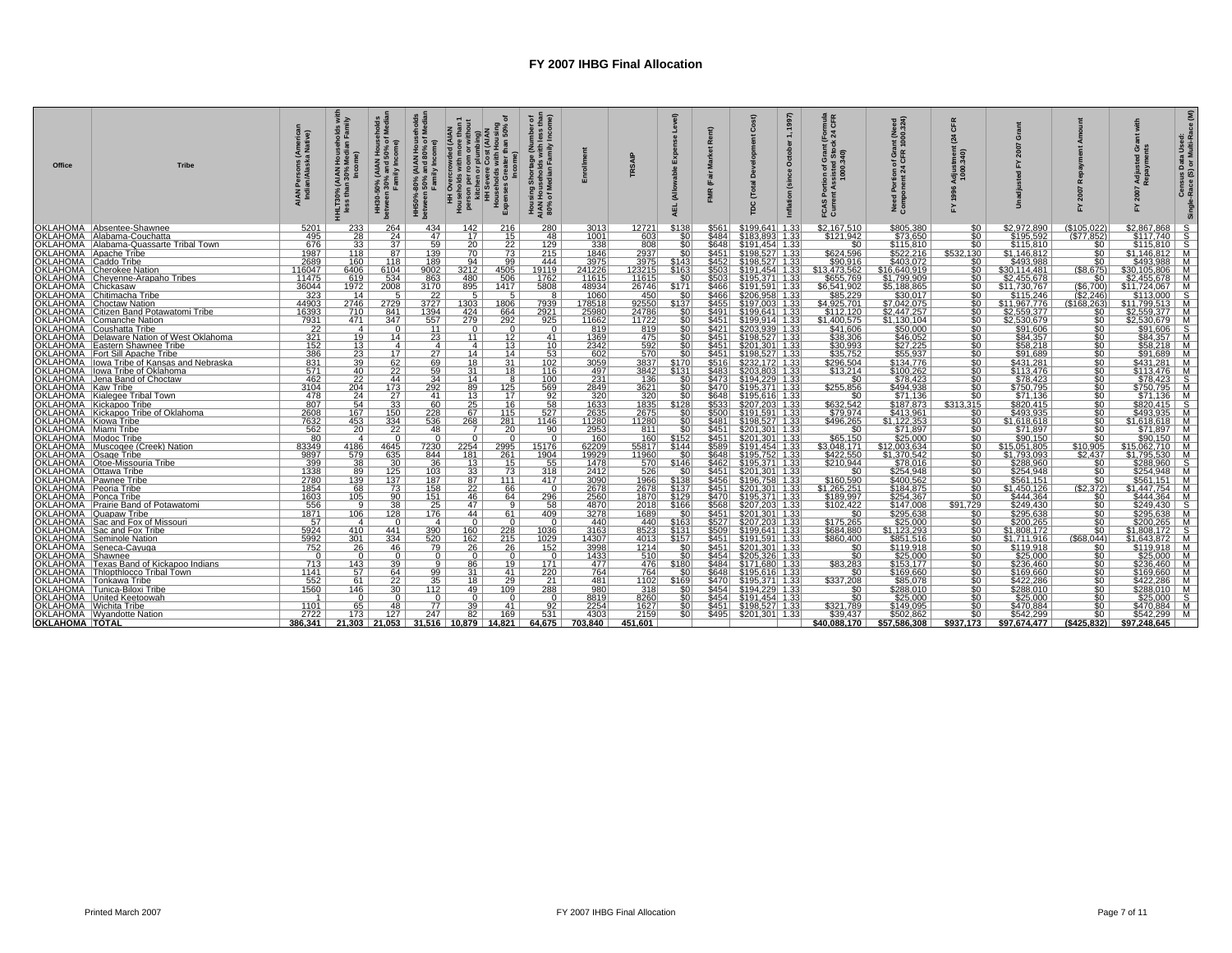# FY 2007 IHBG Final Allocation

| Office | Tribe | AIAN Persons (American Indian/Alaska Native) | HHLT30% (AIAN Households with less than 30% Median Family Income) | HH30-50% (AIAN Households between 30% and 50% of Median Family Income) | HH50%-80% (AIAN Households between 50% and 80% of Median Family Income) | HH Overcrowded (AIAN Households with more than 1 person per room or without kitchen or plumbing) | HH Severe Cost (AIAN Households with Housing Expenses Greater than 50% of Income) | Housing Shortage (Number of AIAN Households with less than 80% of Median Family Income) | Enrollment | TRSAIP | AEL (Allowable Expense Level) | FMR (Fair Market Rent) | TDC (Total Development Cost) | Inflation (since October 1, 1997) | FCAS Portion of Grant (Formula Current Assisted Stock 24 CFR 1000.340) | Need Portion of Grant (Need Component 24 CFR 1000.324) | FY 1996 Adjustment (24 CFR 1000.340) | Unadjusted FY 2007 Grant | FY 2007 Repayment Amount | FY 2007 Adjusted Grant with Repayments | Census Data Used: Single-Race (S) or Multi-Race (M) |
|---|---|---|---|---|---|---|---|---|---|---|---|---|---|---|---|---|---|---|---|---|---|
| OKLAHOMA | Absentee-Shawnee | 5201 | 233 | 264 | 434 | 142 | 216 | 280 | 3013 | 12721 | $138 | $561 | $199,641 | 1.33 | $2,167,510 | $805,380 | $0 | $2,972,890 | ($105,022) | $2,867,868 | S |
| OKLAHOMA | Alabama-Couchatta | 495 | 28 | 24 | 47 | 17 | 15 | 48 | 1001 | 603 | $0 | $484 | $183,893 | 1.33 | $121,942 | $73,650 | $0 | $195,592 | ($77,852) | $117,740 | S |
| OKLAHOMA | Alabama-Quassarte Tribal Town | 676 | 33 | 37 | 59 | 20 | 22 | 129 | 338 | 808 | $0 | $648 | $191,454 | 1.33 | $0 | $115,810 | $0 | $115,810 | $0 | $115,810 | S |
| OKLAHOMA | Apache Tribe | 1987 | 118 | 87 | 139 | 70 | 73 | 215 | 1846 | 2937 | $0 | $451 | $198,527 | 1.33 | $624,596 | $522,216 | $532,130 | $1,146,812 | $0 | $1,146,812 | M |
| OKLAHOMA | Caddo Tribe | 2689 | 160 | 118 | 189 | 94 | 99 | 444 | 3975 | 3975 | $143 | $452 | $198,527 | 1.33 | $90,916 | $403,072 | $0 | $493,988 | $0 | $493,988 | M |
| OKLAHOMA | Cherokee Nation | 116047 | 6406 | 6104 | 9002 | 3212 | 4505 | 19119 | 241226 | 123215 | $163 | $503 | $191,454 | 1.33 | $13,473,562 | $16,640,919 | $0 | $30,114,481 | ($8,675) | $30,105,806 | M |
| OKLAHOMA | Cheyenne-Arapaho Tribes | 11475 | 619 | 534 | 863 | 480 | 506 | 1762 | 11615 | 11615 | $0 | $503 | $195,371 | 1.33 | $655,769 | $1,799,909 | $0 | $2,455,678 | $0 | $2,455,678 | M |
| OKLAHOMA | Chickasaw | 36044 | 1972 | 2008 | 3170 | 895 | 1417 | 5808 | 48934 | 26746 | $171 | $466 | $191,591 | 1.33 | $6,541,902 | $5,188,865 | $0 | $11,730,767 | ($6,700) | $11,724,067 | M |
| OKLAHOMA | Chitimacha Tribe | 323 | 14 | 5 | 22 | 5 | 5 | 8 | 1060 | 450 | $0 | $466 | $206,958 | 1.33 | $85,229 | $30,017 | $0 | $115,246 | ($2,246) | $113,000 | S |
| OKLAHOMA | Choctaw Nation | 44903 | 2746 | 2729 | 3727 | 1303 | 1806 | 7939 | 178518 | 92550 | $137 | $455 | $197,003 | 1.33 | $4,925,701 | $7,042,075 | $0 | $11,967,776 | ($168,263) | $11,799,513 | M |
| OKLAHOMA | Citizen Band Potawatomi Tribe | 16393 | 710 | 841 | 1394 | 424 | 664 | 2921 | 25980 | 24786 | $0 | $491 | $199,641 | 1.33 | $112,120 | $2,447,257 | $0 | $2,559,377 | $0 | $2,559,377 | M |
| OKLAHOMA | Comanche Nation | 7931 | 471 | 347 | 557 | 279 | 292 | 925 | 11662 | 11722 | $0 | $451 | $199,914 | 1.33 | $1,400,575 | $1,130,104 | $0 | $2,530,679 | $0 | $2,530,679 | M |
| OKLAHOMA | Coushatta Tribe | 22 | 4 | 0 | 11 | 0 | 0 | 0 | 819 | 819 | $0 | $421 | $203,939 | 1.33 | $41,606 | $50,000 | $0 | $91,606 | $0 | $91,606 | S |
| OKLAHOMA | Delaware Nation of West Oklahoma | 321 | 19 | 14 | 23 | 11 | 12 | 41 | 1369 | 475 | $0 | $451 | $198,527 | 1.33 | $38,306 | $46,052 | $0 | $84,357 | $0 | $84,357 | M |
| OKLAHOMA | Eastern Shawnee Tribe | 152 | 13 | 4 | 4 | 4 | 13 | 10 | 2342 | 592 | $0 | $451 | $201,301 | 1.33 | $30,993 | $27,225 | $0 | $58,218 | $0 | $58,218 | M |
| OKLAHOMA | Fort Sill Apache Tribe | 386 | 23 | 17 | 27 | 14 | 14 | 53 | 602 | 570 | $0 | $451 | $198,527 | 1.33 | $35,752 | $55,937 | $0 | $91,689 | $0 | $91,689 | M |
| OKLAHOMA | Iowa Tribe of Kansas and Nebraska | 831 | 39 | 62 | 69 | 18 | 31 | 102 | 3059 | 3837 | $170 | $516 | $232,172 | 1.33 | $296,504 | $134,776 | $0 | $431,281 | $0 | $431,281 | M |
| OKLAHOMA | Iowa Tribe of Oklahoma | 571 | 40 | 22 | 59 | 31 | 18 | 116 | 497 | 3842 | $131 | $483 | $203,803 | 1.33 | $13,214 | $100,262 | $0 | $113,476 | $0 | $113,476 | M |
| OKLAHOMA | Jena Band of Choctaw | 462 | 22 | 44 | 34 | 14 | 8 | 100 | 231 | 136 | $0 | $473 | $194,229 | 1.33 | $0 | $78,423 | $0 | $78,423 | $0 | $78,423 | S |
| OKLAHOMA | Kaw Tribe | 3104 | 204 | 173 | 292 | 89 | 125 | 569 | 2849 | 3621 | $0 | $470 | $195,371 | 1.33 | $255,856 | $494,938 | $0 | $750,795 | $0 | $750,795 | M |
| OKLAHOMA | Kialegee Tribal Town | 478 | 24 | 27 | 41 | 13 | 17 | 92 | 320 | 320 | $0 | $648 | $195,616 | 1.33 | $0 | $71,136 | $0 | $71,136 | $0 | $71,136 | M |
| OKLAHOMA | Kickapoo Tribe | 807 | 54 | 33 | 60 | 25 | 16 | 58 | 1633 | 1835 | $128 | $533 | $207,203 | 1.33 | $632,542 | $187,873 | $313,315 | $820,415 | $0 | $820,415 | S |
| OKLAHOMA | Kickapoo Tribe of Oklahoma | 2608 | 167 | 150 | 228 | 67 | 115 | 527 | 2635 | 2675 | $0 | $500 | $191,591 | 1.33 | $79,974 | $413,961 | $0 | $493,935 | $0 | $493,935 | M |
| OKLAHOMA | Kiowa Tribe | 7632 | 453 | 334 | 536 | 268 | 281 | 1146 | 11280 | 11280 | $0 | $481 | $198,527 | 1.33 | $496,265 | $1,122,353 | $0 | $1,618,618 | $0 | $1,618,618 | M |
| OKLAHOMA | Miami Tribe | 562 | 20 | 22 | 48 | 7 | 20 | 90 | 2953 | 811 | $0 | $451 | $201,301 | 1.33 | $0 | $71,897 | $0 | $71,897 | $0 | $71,897 | M |
| OKLAHOMA | Modoc Tribe | 80 | 4 | 0 | 0 | 0 | 0 | 0 | 160 | 160 | $152 | $451 | $201,301 | 1.33 | $65,150 | $25,000 | $0 | $90,150 | $0 | $90,150 | M |
| OKLAHOMA | Muscogee (Creek) Nation | 83349 | 4186 | 4645 | 7230 | 2254 | 2995 | 15176 | 62209 | 55817 | $144 | $589 | $191,454 | 1.33 | $3,048,171 | $12,003,634 | $0 | $15,051,805 | $10,905 | $15,062,710 | M |
| OKLAHOMA | Osage Tribe | 9897 | 579 | 635 | 844 | 181 | 261 | 1904 | 19929 | 11960 | $0 | $648 | $195,752 | 1.33 | $422,550 | $1,370,542 | $0 | $1,793,093 | $2,437 | $1,795,530 | M |
| OKLAHOMA | Otoe-Missouria Tribe | 399 | 38 | 30 | 36 | 13 | 15 | 55 | 1478 | 570 | $146 | $462 | $195,371 | 1.33 | $210,944 | $78,016 | $0 | $288,960 | $0 | $288,960 | S |
| OKLAHOMA | Ottawa Tribe | 1338 | 89 | 125 | 103 | 33 | 73 | 318 | 2412 | 526 | $0 | $451 | $201,301 | 1.33 | $0 | $254,948 | $0 | $254,948 | $0 | $254,948 | M |
| OKLAHOMA | Pawnee Tribe | 2780 | 139 | 137 | 187 | 87 | 111 | 417 | 3090 | 1966 | $138 | $456 | $196,758 | 1.33 | $160,590 | $400,562 | $0 | $561,151 | $0 | $561,151 | M |
| OKLAHOMA | Peoria Tribe | 1854 | 68 | 73 | 158 | 22 | 66 | 0 | 2678 | 2678 | $137 | $451 | $201,301 | 1.33 | $1,265,251 | $184,875 | $0 | $1,450,126 | ($2,372) | $1,447,754 | M |
| OKLAHOMA | Ponca Tribe | 1603 | 105 | 90 | 151 | 46 | 64 | 296 | 2560 | 1870 | $129 | $470 | $195,371 | 1.33 | $189,997 | $254,367 | $0 | $444,364 | $0 | $444,364 | M |
| OKLAHOMA | Prairie Band of Potawatomi | 556 | 9 | 38 | 25 | 47 | 9 | 58 | 4870 | 2018 | $166 | $568 | $207,203 | 1.33 | $102,422 | $147,008 | $91,729 | $249,430 | $0 | $249,430 | S |
| OKLAHOMA | Quapaw Tribe | 1871 | 106 | 128 | 176 | 44 | 61 | 409 | 3278 | 1689 | $0 | $451 | $201,301 | 1.33 | $0 | $295,638 | $0 | $295,638 | $0 | $295,638 | M |
| OKLAHOMA | Sac and Fox of Missouri | 57 | 4 | 0 | 4 | 0 | 0 | 0 | 440 | 440 | $163 | $527 | $207,203 | 1.33 | $175,265 | $25,000 | $0 | $200,265 | $0 | $200,265 | M |
| OKLAHOMA | Sac and Fox Tribe | 5924 | 410 | 441 | 390 | 160 | 228 | 1036 | 3163 | 8523 | $131 | $509 | $199,641 | 1.33 | $684,880 | $1,123,293 | $0 | $1,808,172 | $0 | $1,808,172 | S |
| OKLAHOMA | Seminole Nation | 5992 | 301 | 334 | 520 | 162 | 215 | 1029 | 14307 | 4013 | $157 | $451 | $191,591 | 1.33 | $860,400 | $851,516 | $0 | $1,711,916 | ($68,044) | $1,643,872 | M |
| OKLAHOMA | Seneca-Cayuga | 752 | 26 | 46 | 79 | 26 | 26 | 152 | 3998 | 1214 | $0 | $451 | $201,301 | 1.33 | $0 | $119,918 | $0 | $119,918 | $0 | $119,918 | M |
| OKLAHOMA | Shawnee | 0 | 0 | 0 | 0 | 0 | 0 | 0 | 1433 | 510 | $0 | $454 | $205,326 | 1.33 | $0 | $25,000 | $0 | $25,000 | $0 | $25,000 | M |
| OKLAHOMA | Texas Band of Kickapoo Indians | 713 | 143 | 39 | 9 | 86 | 19 | 171 | 477 | 476 | $180 | $484 | $171,680 | 1.33 | $83,283 | $153,177 | $0 | $236,460 | $0 | $236,460 | M |
| OKLAHOMA | Thlopthlocco Tribal Town | 1141 | 57 | 64 | 99 | 31 | 41 | 220 | 764 | 764 | $0 | $648 | $195,616 | 1.33 | $0 | $169,660 | $0 | $169,660 | $0 | $169,660 | M |
| OKLAHOMA | Tonkawa Tribe | 552 | 61 | 22 | 35 | 18 | 29 | 21 | 481 | 1102 | $169 | $470 | $195,371 | 1.33 | $337,208 | $85,078 | $0 | $422,286 | $0 | $422,286 | M |
| OKLAHOMA | Tunica-Biloxi Tribe | 1560 | 146 | 30 | 112 | 49 | 109 | 288 | 980 | 318 | $0 | $454 | $194,229 | 1.33 | $0 | $288,010 | $0 | $288,010 | $0 | $288,010 | M |
| OKLAHOMA | United Keetoowah | 1 | 0 | 0 | 0 | 0 | 0 | 0 | 8819 | 8260 | $0 | $454 | $191,454 | 1.33 | $0 | $25,000 | $0 | $25,000 | $0 | $25,000 | S |
| OKLAHOMA | Wichita Tribe | 1101 | 65 | 48 | 77 | 39 | 41 | 92 | 2254 | 1627 | $0 | $451 | $198,527 | 1.33 | $321,789 | $149,095 | $0 | $470,884 | $0 | $470,884 | M |
| OKLAHOMA | Wyandotte Nation | 2722 | 173 | 127 | 247 | 82 | 169 | 531 | 4303 | 2159 | $0 | $495 | $201,301 | 1.33 | $39,437 | $502,862 | $0 | $542,299 | $0 | $542,299 | M |
| **OKLAHOMA** | **TOTAL** | **386,341** | **21,303** | **21,053** | **31,516** | **10,879** | **14,821** | **64,675** | **703,840** | **451,601** | | | | | **$40,088,170** | **$57,586,308** | **$937,173** | **$97,674,477** | **($425,832)** | **$97,248,645** | |

Printed March 2007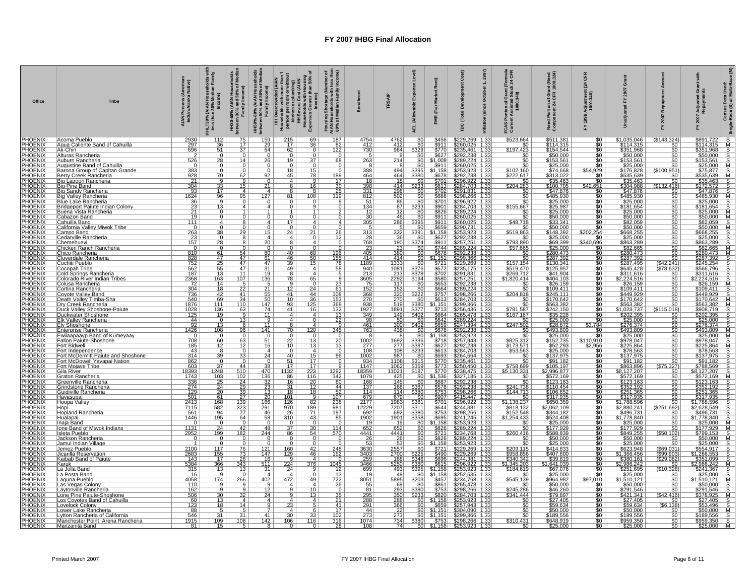# FY 2007 IHBG Final Allocation

| Office | Tribe | AIAN Persons (American Indian/Alaska Native) | HHLT30% (AIAN Households with less than 30% Median Family Income) | HH30-50% (AIAN Households between 30% and 50% of Median Family Income) | HH50%-80% (AIAN Households between 50% and 80% of Median Family Income) | HH Overcrowded (AIAN Households with more than 1 person per room or without kitchen or plumbing) | HH Severe Cost (AIAN Households with Housing Expenses Greater than 50% of Income) | Housing Shortage (Number of AIAN Households with less than 80% of Median Family Income) | Enrollment | TRSAIP | AEL (Allowable Expense Level) | FMR (Fair Market Rent) | TDC (Total Development Cost) | Inflation (since October 1, 1997) | FCAS Portion of Grant (Formula Current Assisted Stock 24 CFR 1000.340) | Need Portion of Grant (Need Component 24 CFR 1000.324) | FY 1996 Adjustment (24 CFR 1000.340) | Unadjusted FY 2007 Grant | FY 2007 Repayment Amount | FY 2007 Adjusted Grant with Repayments | Census Data Used: Single-Race (S) or Multi-Race (M) |
|---|---|---|---|---|---|---|---|---|---|---|---|---|---|---|---|---|---|---|---|---|---|
| PHOENIX | Acoma Pueblo | 2930 | 112 | 75 | 159 | 215 | 69 | 187 | 4754 | 4762 | $0 | $456 | $229,269 | 1.33 | $523,664 | $511,381 | $0 | $1,035,046 | ($143,324) | $891,722 | S |
| PHOENIX | Agua Caliente Band of Cahuilla | 297 | 36 | 17 | 29 | 17 | 36 | 82 | 412 | 412 | $0 | $911 | $260,025 | 1.33 | $0 | $114,315 | $0 | $114,315 | $0 | $114,315 | M |
| PHOENIX | Ak-Chin | 696 | 51 | 37 | 64 | 62 | 0 | 122 | 730 | 984 | $329 | $770 | $235,461 | 1.33 | $197,423 | $154,544 | $0 | $351,968 | $0 | $351,968 | S |
| PHOENIX | Alturas Rancheria | 2 | 0 | 0 | 0 | 0 | 0 | 0 | 5 | 9 | $0 | $627 | $292,238 | 1.33 | $0 | $50,000 | $0 | $50,000 | $0 | $50,000 | S |
| PHOENIX | Auburn Rancheria | 526 | 28 | 14 | 26 | 19 | 37 | 68 | 263 | 214 | $0 | $1,008 | $289,224 | 1.33 | $0 | $153,561 | $0 | $153,561 | $0 | $153,561 | S |
| PHOENIX | Augustine Band of Cahuilla | 0 | 0 | 0 | 0 | 0 | 0 | 0 | 8 | 8 | $0 | $911 | $260,025 | 1.33 | $0 | $25,000 | $0 | $25,000 | $0 | $25,000 | M |
| PHOENIX | Barona Group of Capitan Grande | 383 | 0 | 0 | 0 | 18 | 15 | 0 | 388 | 494 | $395 | $1,158 | $253,923 | 1.33 | $102,160 | $74,668 | $54,929 | $176,828 | ($100,951) | $75,877 | S |
| PHOENIX | Berry Creek Rancheria | 928 | 70 | 62 | 92 | 45 | 78 | 189 | 464 | 464 | $380 | $678 | $292,238 | 1.33 | $222,617 | $313,022 | $0 | $535,639 | $0 | $535,639 | M |
| PHOENIX | Big Lagoon Rancheria | 21 | 9 | 9 | 0 | 4 | 9 | 17 | 18 | 18 | $0 | $701 | $296,922 | 1.33 | $0 | $35,463 | $0 | $35,463 | $0 | $35,463 | S |
| PHOENIX | Big Pine Band | 304 | 33 | 15 | 21 | 8 | 16 | 30 | 398 | 414 | $233 | $613 | $284,703 | 1.33 | $204,283 | $100,705 | $42,651 | $304,988 | ($132,416) | $172,572 | S |
| PHOENIX | Big Sandy Rancheria | 93 | 17 | 4 | 4 | 8 | 8 | 25 | 331 | 298 | $0 | $702 | $291,831 | 1.33 | $0 | $47,876 | $0 | $47,876 | $0 | $47,876 | S |
| PHOENIX | Big Valley Rancheria | 1624 | 96 | 95 | 127 | 81 | 108 | 319 | 812 | 502 | $0 | $686 | $298,266 | 1.33 | $0 | $485,930 | $0 | $485,930 | $0 | $485,930 | M |
| PHOENIX | Blue Lake Rancheria | 36 | 9 | 0 | 0 | 0 | 0 | 9 | 51 | 86 | $0 | $701 | $296,922 | 1.33 | $0 | $25,000 | $0 | $25,000 | $0 | $25,000 | S |
| PHOENIX | Bridgeport Paiute Indian Colony | 23 | 13 | 4 | 4 | 0 | 9 | 0 | 134 | 87 | $233 | $901 | $284,703 | 1.33 | $155,667 | $25,987 | $0 | $181,654 | $0 | $181,654 | S |
| PHOENIX | Buena Vista Rancheria | 21 | 0 | 1 | 1 | 1 | 1 | 2 | 12 | 12 | $0 | $826 | $289,224 | 1.33 | $0 | $25,000 | $0 | $25,000 | $0 | $25,000 | M |
| PHOENIX | Cabazon Band | 19 | 0 | 0 | 0 | 0 | 0 | 0 | 30 | 46 | $0 | $911 | $260,025 | 1.33 | $0 | $50,000 | $0 | $50,000 | $0 | $50,000 | M |
| PHOENIX | Cahuilla Band | 111 | 4 | 8 | 4 | 17 | 4 | 4 | 305 | 286 | $395 | $911 | $260,025 | 1.33 | $48,718 | $33,341 | $0 | $82,059 | $0 | $82,059 | S |
| PHOENIX | California Valley Miwok Tribe | 0 | 0 | 0 | 0 | 0 | 0 | 0 | 5 | 5 | $0 | $659 | $290,731 | 1.33 | $0 | $50,000 | $0 | $50,000 | $0 | $50,000 | M |
| PHOENIX | Campo Band | 263 | 38 | 29 | 15 | 24 | 21 | 26 | 313 | 332 | $391 | $1,158 | $253,923 | 1.33 | $519,863 | $148,392 | $202,254 | $668,255 | $0 | $668,255 | S |
| PHOENIX | Cedarville Rancheria | 23 | 0 | 8 | 4 | 4 | 0 | 12 | 28 | 36 | $0 | $627 | $292,238 | 1.33 | $0 | $25,000 | $0 | $25,000 | $0 | $25,000 | S |
| PHOENIX | Chemehuevi | 157 | 28 | 8 | 20 | 8 | 4 | 0 | 768 | 190 | $374 | $911 | $257,251 | 1.33 | $793,890 | $69,399 | $340,696 | $863,289 | $0 | $863,289 | S |
| PHOENIX | Chicken Ranch Rancheria | 0 | 0 | 0 | 0 | 0 | 0 | 0 | 23 | 23 | $0 | $744 | $289,224 | 1.33 | $57,665 | $25,000 | $0 | $82,665 | $0 | $82,665 | M |
| PHOENIX | Chico Rancheria | 810 | 61 | 54 | 80 | 40 | 68 | 196 | 405 | 380 | $0 | $678 | $292,238 | 1.33 | $0 | $280,473 | $0 | $280,473 | $0 | $280,473 | M |
| PHOENIX | Cloverdale Rancheria | 828 | 47 | 47 | 61 | 46 | 50 | 155 | 414 | 414 | $0 | $1,151 | $299,366 | 1.33 | $0 | $287,392 | $0 | $287,392 | $0 | $287,392 | S |
| PHOENIX | Cochiti Pueblo | 752 | 25 | 47 | 47 | 39 | 15 | 78 | 1189 | 1333 | $0 | $721 | $229,269 | 1.33 | $157,154 | $130,341 | $0 | $287,495 | ($42,241) | $245,254 | S |
| PHOENIX | Cocopah Tribe | 562 | 55 | 47 | 31 | 49 | 4 | 58 | 940 | 1081 | $376 | $672 | $235,175 | 1.33 | $519,470 | $125,957 | $0 | $645,428 | ($78,632) | $566,796 | S |
| PHOENIX | Cold Springs Rancheria | 187 | 13 | 11 | 19 | 8 | 4 | 5 | 213 | 213 | $378 | $702 | $291,831 | 1.33 | $269,712 | $41,904 | $0 | $311,616 | $0 | $311,616 | S |
| PHOENIX | Colorado River Indian Tribes | 2368 | 163 | 107 | 136 | 78 | 65 | 9 | 3605 | 2292 | $194 | $580 | $257,251 | 1.33 | $1,820,414 | $404,103 | $0 | $2,224,516 | $0 | $2,224,516 | S |
| PHOENIX | Colusa Rancheria | 72 | 14 | 5 | 5 | 9 | 0 | 23 | 75 | 117 | $0 | $653 | $292,238 | 1.33 | $0 | $26,159 | $0 | $26,159 | $0 | $26,159 | M |
| PHOENIX | Cortina Rancheria | 304 | 18 | 22 | 21 | 12 | 24 | 61 | 152 | 152 | $0 | $664 | $289,224 | 1.33 | $0 | $109,411 | $0 | $109,411 | $0 | $109,411 | S |
| PHOENIX | Coyote Valley Band | 736 | 42 | 41 | 55 | 41 | 44 | 108 | 368 | 320 | $222 | $757 | $298,266 | 1.33 | $204,818 | $245,111 | $0 | $449,929 | $0 | $449,929 | S |
| PHOENIX | Death Valley Timba-Sha | 540 | 69 | 34 | 50 | 10 | 36 | 153 | 270 | 270 | $0 | $613 | $284,703 | 1.33 | $0 | $170,642 | $0 | $170,642 | $0 | $170,642 | M |
| PHOENIX | Dry Creek Rancheria | 1876 | 111 | 110 | 147 | 93 | 125 | 368 | 938 | 519 | $380 | $1,151 | $299,366 | 1.33 | $0 | $563,382 | $0 | $563,382 | $0 | $563,382 | M |
| PHOENIX | Duck Valley Shoshone-Paiute | 1028 | 136 | 63 | 74 | 41 | 16 | 132 | 1927 | 1891 | $377 | $713 | $256,436 | 1.33 | $781,587 | $242,150 | $0 | $1,023,737 | ($115,018) | $908,719 | S |
| PHOENIX | Duckwater Shoshone | 125 | 19 | 9 | 11 | 4 | 4 | 13 | 349 | 149 | $402 | $664 | $265,478 | 1.33 | $167,167 | $35,228 | $0 | $202,395 | $0 | $202,395 | S |
| PHOENIX | Elk Valley Rancheria | 44 | 0 | 13 | 9 | 4 | 0 | 22 | 98 | 50 | $0 | $642 | $289,224 | 1.33 | $0 | $25,000 | $0 | $25,000 | $0 | $25,000 | S |
| PHOENIX | Ely Shoshone | 92 | 13 | 8 | 11 | 8 | 4 | 0 | 461 | 300 | $402 | $659 | $247,394 | 1.33 | $247,502 | $28,872 | $3,784 | $276,374 | $0 | $276,374 | S |
| PHOENIX | Enterprise Rancheria | 1426 | 108 | 96 | 141 | 70 | 120 | 345 | 763 | 438 | $0 | $678 | $292,238 | 1.33 | $0 | $493,809 | $0 | $493,809 | $0 | $493,809 | M |
| PHOENIX | Ewiiaapaayp Band of Kumeyaay | 0 | 0 | 0 | 0 | 0 | 0 | 0 | 8 | 8 | $0 | $1,158 | $253,923 | 1.33 | $0 | $25,000 | $0 | $25,000 | $0 | $25,000 | M |
| PHOENIX | Fallon Paiute-Shoshone | 708 | 60 | 63 | 51 | 22 | 13 | 20 | 1002 | 1692 | $336 | $718 | $257,943 | 1.33 | $825,312 | $152,735 | $110,910 | $978,047 | $0 | $978,047 | S |
| PHOENIX | Fort Bidwell | 185 | 12 | 12 | 16 | 10 | 13 | 13 | 277 | 277 | $387 | $627 | $292,238 | 1.33 | $173,571 | $52,293 | $2,956 | $225,864 | $0 | $225,864 | M |
| PHOENIX | Fort Independence | 43 | 8 | 0 | 4 | 0 | 4 | 0 | 108 | 108 | $233 | $613 | $284,703 | 1.33 | $53,563 | $25,000 | $0 | $78,563 | $0 | $78,563 | S |
| PHOENIX | Fort McDermitt Paiute and Shoshone | 314 | 39 | 33 | 24 | 40 | 15 | 96 | 1002 | 987 | $0 | $693 | $264,664 | 1.33 | $0 | $137,975 | $0 | $137,975 | $0 | $137,975 | S |
| PHOENIX | Fort McDowell Yavapai Nation | 862 | 0 | 0 | 0 | 51 | 17 | 0 | 934 | 1108 | $315 | $770 | $235,461 | 1.33 | $0 | $91,182 | $0 | $91,182 | $0 | $91,182 | S |
| PHOENIX | Fort Mojave Tribe | 603 | 37 | 44 | 38 | 17 | 17 | 9 | 1147 | 1062 | $359 | $773 | $250,450 | 1.33 | $758,699 | $105,197 | $0 | $863,896 | ($75,327) | $788,569 | S |
| PHOENIX | Gila River | 18393 | 1248 | 510 | 470 | 1132 | 223 | 1292 | 18359 | 11021 | $187 | $770 | $238,475 | 1.33 | $5,130,331 | $2,996,877 | $0 | $8,127,207 | $0 | $8,127,207 | S |
| PHOENIX | Graton Rancheria | 1743 | 103 | 102 | 136 | 86 | 116 | 342 | 1079 | 425 | $0 | $1,536 | $327,185 | 1.33 | $0 | $572,169 | $0 | $572,169 | $0 | $572,169 | M |
| PHOENIX | Greenville Rancheria | 336 | 25 | 24 | 32 | 16 | 20 | 80 | 168 | 145 | $0 | $687 | $292,238 | 1.33 | $0 | $123,163 | $0 | $123,163 | $0 | $123,163 | S |
| PHOENIX | Grindstone Rancheria | 274 | 24 | 29 | 23 | 31 | 12 | 44 | 137 | 168 | $387 | $578 | $292,238 | 1.33 | $241,738 | $110,454 | $0 | $352,192 | $0 | $352,192 | S |
| PHOENIX | Guidiville Rancheria | 129 | 20 | 39 | 13 | 18 | 18 | 52 | 114 | 114 | $380 | $753 | $298,266 | 1.33 | $144,713 | $106,652 | $0 | $251,365 | $0 | $251,365 | S |
| PHOENIX | Havasupai | 501 | 61 | 27 | 20 | 101 | 9 | 107 | 679 | 679 | $0 | $907 | $415,447 | 1.33 | $0 | $317,935 | $0 | $317,935 | $0 | $317,935 | S |
| PHOENIX | Hoopa Valley | 2413 | 168 | 139 | 166 | 126 | 82 | 238 | 2177 | 1983 | $381 | $701 | $296,922 | 1.33 | $1,138,237 | $650,359 | $0 | $1,788,596 | $0 | $1,788,596 | S |
| PHOENIX | Hopi | 7115 | 582 | 323 | 291 | 970 | 189 | 981 | 12229 | 7207 | $311 | $644 | $244,381 | 1.33 | $818,132 | $2,062,109 | $0 | $2,880,241 | ($251,692) | $2,628,549 | S |
| PHOENIX | Hopland Rancheria | 561 | 94 | 77 | 46 | 26 | 71 | 197 | 692 | 692 | $380 | $753 | $298,266 | 1.33 | $152,548 | $344,182 | $0 | $496,731 | $0 | $496,731 | S |
| PHOENIX | Hualapai | 1446 | 195 | 64 | 58 | 310 | 43 | 85 | 1902 | 1901 | $358 | $695 | $241,245 | 1.33 | $1,254,433 | $524,408 | $0 | $1,778,840 | $0 | $1,778,840 | S |
| PHOENIX | Inaja Band | 0 | 0 | 0 | 0 | 0 | 0 | 0 | 19 | 19 | $0 | $1,158 | $253,923 | 1.33 | $0 | $25,000 | $0 | $25,000 | $0 | $25,000 | M |
| PHOENIX | Ione Band of Miwok Indians | 1131 | 24 | 42 | 48 | 37 | 30 | 114 | 652 | 652 | $0 | $826 | $289,224 | 1.33 | $0 | $177,929 | $0 | $177,929 | $0 | $177,929 | M |
| PHOENIX | Isleta Pueblo | 2952 | 199 | 182 | 244 | 86 | 54 | 570 | 4441 | 4441 | $0 | $721 | $234,768 | 1.33 | $260,416 | $588,839 | $0 | $849,255 | ($50,102) | $799,153 | S |
| PHOENIX | Jackson Rancheria | 0 | 0 | 0 | 0 | 0 | 0 | 0 | 26 | 26 | $0 | $826 | $289,224 | 1.33 | $0 | $50,000 | $0 | $50,000 | $0 | $50,000 | M |
| PHOENIX | Jamul Indian Village | 1 | 0 | 0 | 0 | 0 | 0 | 0 | 53 | 53 | $0 | $1,158 | $253,923 | 1.33 | $0 | $25,000 | $0 | $25,000 | $0 | $25,000 | S |
| PHOENIX | Jemez Pueblo | 2100 | 117 | 76 | 121 | 160 | 42 | 248 | 3630 | 2557 | $0 | $721 | $229,269 | 1.33 | $209,115 | $414,833 | $0 | $623,948 | ($69,031) | $554,917 | S |
| PHOENIX | Jicarilla Reservation | 2683 | 155 | 73 | 147 | 129 | 46 | 152 | 3403 | 2700 | $225 | $490 | $229,269 | 1.33 | $958,856 | $407,600 | $0 | $1,366,456 | ($99,903) | $1,266,553 | S |
| PHOENIX | Kaibab Band of Paiute | 143 | 17 | 26 | 16 | 9 | 4 | 0 | 259 | 168 | $346 | $696 | $244,381 | 1.33 | $340,342 | $39,819 | $0 | $380,161 | ($29,062) | $351,099 | S |
| PHOENIX | Karuk | 5384 | 366 | 343 | 511 | 224 | 376 | 1045 | 3466 | 5250 | $380 | $615 | $296,922 | 1.33 | $1,345,203 | $1,641,039 | $0 | $2,986,242 | $0 | $2,986,242 | M |
| PHOENIX | La Jolla Band | 315 | 13 | 13 | 31 | 24 | 9 | 12 | 699 | 493 | $395 | $1,158 | $253,923 | 1.33 | $184,619 | $67,076 | $0 | $251,695 | ($10,328) | $241,367 | S |
| PHOENIX | La Posta Band | 16 | 9 | 0 | 4 | 4 | 0 | 13 | 19 | 49 | $0 | $1,158 | $252,535 | 1.33 | $0 | $25,000 | $0 | $25,000 | $0 | $25,000 | S |
| PHOENIX | Laguna Pueblo | 4058 | 174 | 266 | 402 | 472 | 49 | 722 | 8051 | 5895 | $203 | $457 | $234,768 | 1.33 | $545,139 | $964,982 | $97,010 | $1,510,121 | $0 | $1,510,121 | M |
| PHOENIX | Las Vegas Colony | 110 | 9 | 9 | 9 | 4 | 4 | 26 | 55 | 69 | $0 | $861 | $265,478 | 1.33 | $0 | $50,000 | $0 | $50,000 | $0 | $50,000 | S |
| PHOENIX | Laytonville Rancheria | 162 | 9 | 9 | 12 | 9 | 10 | 0 | 81 | 293 | $380 | $753 | $298,266 | 1.33 | $245,286 | $46,260 | $0 | $291,546 | $0 | $291,546 | S |
| PHOENIX | Lone Pine Paiute-Shoshone | 506 | 30 | 32 | 24 | 9 | 13 | 35 | 295 | 350 | $233 | $820 | $284,703 | 1.33 | $341,444 | $79,897 | $0 | $421,341 | ($42,416) | $378,925 | M |
| PHOENIX | Los Coyotes Band of Cahuilla | 60 | 13 | 4 | 4 | 4 | 4 | 21 | 288 | 288 | $0 | $1,158 | $253,923 | 1.33 | $0 | $27,405 | $0 | $27,405 | $0 | $27,405 | S |
| PHOENIX | Lovelock Colony | 123 | 18 | 14 | 9 | 23 | 5 | 41 | 291 | 366 | $0 | $659 | $257,943 | 1.33 | $0 | $59,634 | $0 | $59,634 | ($6,138) | $53,496 | S |
| PHOENIX | Lower Lake Rancheria | 88 | 5 | 5 | 7 | 4 | 6 | 17 | 44 | 22 | $0 | $1,151 | $304,090 | 1.33 | $0 | $50,000 | $0 | $50,000 | $0 | $50,000 | M |
| PHOENIX | Lytton Rancheria of California | 546 | 31 | 31 | 41 | 30 | 33 | 102 | 273 | 273 | $0 | $1,151 | $299,366 | 1.33 | $0 | $189,556 | $0 | $189,556 | $0 | $189,556 | S |
| PHOENIX | Manchester Point Arena Rancheria | 1915 | 109 | 108 | 142 | 106 | 116 | 316 | 1074 | 734 | $380 | $753 | $298,266 | 1.33 | $310,431 | $648,919 | $0 | $959,350 | $0 | $959,350 | S |
| PHOENIX | Manzanita Band | 81 | 15 | 5 | 8 | 0 | 0 | 28 | 108 | 74 | $0 | $1,158 | $253,923 | 1.33 | $0 | $25,000 | $0 | $25,000 | $0 | $25,000 | M |

Printed March 2007 | FY 2007 IHBG Final Allocation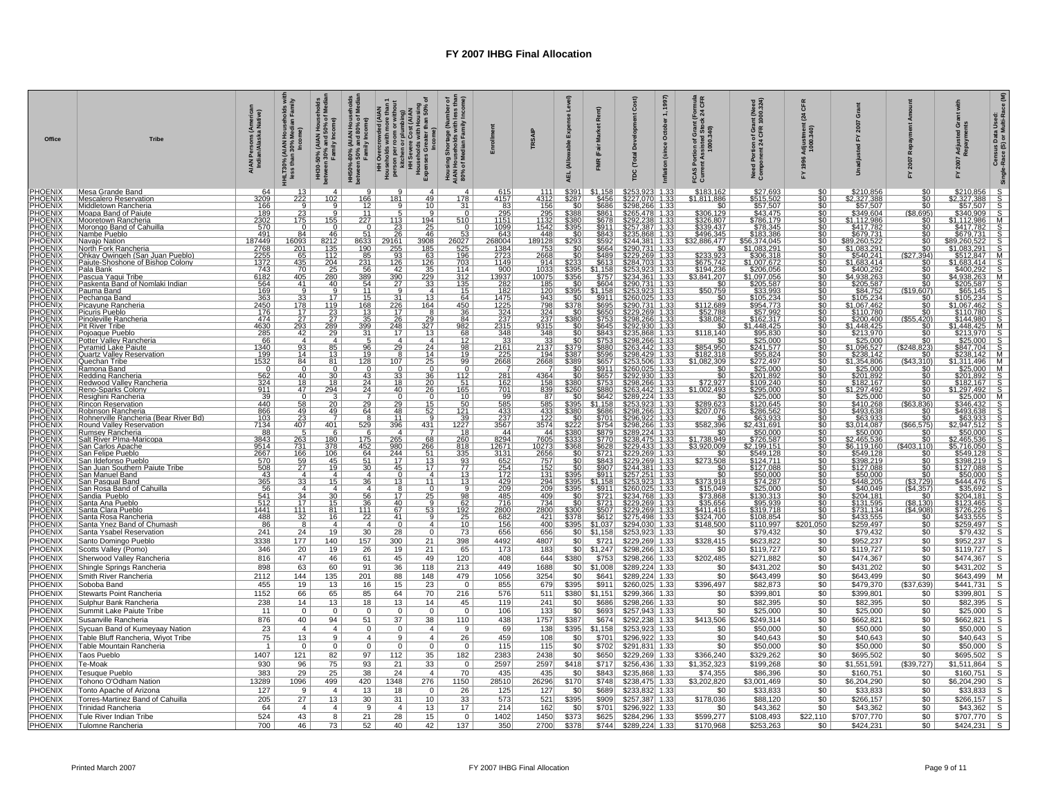# FY 2007 IHBG Final Allocation

| Office | Tribe | AIAN Persons (American Indian/Alaska Native) | HHLT30% (AIAN Households with less than 30% Median Family Income) | HH30-50% (AIAN Households between 30% and 50% of Median Family Income) | HH50%-80% (AIAN Households between 50% and 80% of Median Family Income) | HH Overcrowded (AIAN Households with more than 1 person per room or without kitchen or plumbing) | HH Severe Cost (AIAN Households with Housing Expenses Greater than 50% of Income) | Housing Shortage (Number of AIAN Households with less than 80% of Median Family Income) | Enrollment | TRSAIP | AEL (Allowable Expense Level) | FMR (Fair Market Rent) | TDC (Total Development Cost) | Inflation (since October 1, 1997) | FCAS Portion of Grant (Formula Current Assisted Stock 24 CFR 1000.340) | Need Portion of Grant (Need Component 24 CFR 1000.324) | FY 1996 Adjustment (24 CFR 1000.340) | Unadjusted FY 2007 Grant | FY 2007 Repayment Amount | FY 2007 Adjusted Grant with Repayments | Census Data Used: Single-Race (S) or Multi-Race (M) |
|---|---|---|---|---|---|---|---|---|---|---|---|---|---|---|---|---|---|---|---|---|---|
| PHOENIX | Mesa Grande Band | 64 | 13 | 4 | 9 | 9 | 4 | 4 | 615 | 111 | $391 | $1,158 | $253,923 | 1.33 | $183,162 | $27,693 | $0 | $210,856 | $0 | $210,856 | S |
| PHOENIX | Mescalero Reservation | 3209 | 222 | 102 | 166 | 181 | 49 | 178 | 4157 | 4312 | $287 | $456 | $227,070 | 1.33 | $1,811,886 | $515,502 | $0 | $2,327,388 | $0 | $2,327,388 | S |
| PHOENIX | Middletown Rancheria | 166 | 9 | 9 | 12 | 9 | 10 | 31 | 83 | 156 | $0 | $686 | $298,266 | 1.33 | $0 | $57,507 | $0 | $57,507 | $0 | $57,507 | S |
| PHOENIX | Moapa Band of Paiute | 189 | 23 | 9 | 11 | 5 | 9 | 0 | 295 | 295 | $388 | $861 | $265,478 | 1.33 | $306,129 | $43,475 | $0 | $349,604 | ($8,695) | $340,909 | S |
| PHOENIX | Mooretown Rancheria | 2302 | 175 | 155 | 227 | 113 | 194 | 510 | 1151 | 1132 | $380 | $678 | $292,238 | 1.33 | $326,807 | $786,179 | $0 | $1,112,986 | $0 | $1,112,986 | M |
| PHOENIX | Morongo Band of Cahuilla | 570 | 0 | 0 | 0 | 23 | 25 | 0 | 1099 | 1542 | $395 | $911 | $257,387 | 1.33 | $339,437 | $78,345 | $0 | $417,782 | $0 | $417,782 | S |
| PHOENIX | Nambe Pueblo | 491 | 84 | 46 | 51 | 26 | 46 | 53 | 643 | 448 | $0 | $843 | $235,868 | 1.33 | $496,395 | $183,386 | $0 | $679,781 | $0 | $679,781 | S |
| PHOENIX | Navajo Nation | 187449 | 16093 | 8212 | 8633 | 29161 | 3908 | 26027 | 268004 | 189128 | $293 | $592 | $244,381 | 1.33 | $32,886,477 | $56,374,045 | $0 | $89,260,522 | $0 | $89,260,522 | S |
| PHOENIX | North Fork Rancheria | 2768 | 201 | 135 | 190 | 255 | 185 | 525 | 1384 | 753 | $0 | $664 | $290,731 | 1.33 | $0 | $1,083,291 | $0 | $1,083,291 | $0 | $1,083,291 | S |
| PHOENIX | Ohkay Owingeh (San Juan Pueblo) | 2255 | 65 | 112 | 85 | 93 | 63 | 196 | 2723 | 2668 | $0 | $489 | $229,269 | 1.33 | $233,923 | $306,318 | $0 | $540,241 | ($27,394) | $512,847 | M |
| PHOENIX | Paiute-Shoshone of Bishop Colony | 1372 | 435 | 204 | 231 | 126 | 126 | 703 | 1149 | 914 | $233 | $613 | $284,703 | 1.33 | $675,742 | $1,007,672 | $0 | $1,683,414 | $0 | $1,683,414 | S |
| PHOENIX | Pala Bank | 743 | 70 | 25 | 56 | 42 | 35 | 114 | 900 | 1033 | $395 | $1,158 | $253,923 | 1.33 | $194,236 | $206,056 | $0 | $400,292 | $0 | $400,292 | S |
| PHOENIX | Pascua Yaqui Tribe | 6182 | 405 | 280 | 389 | 390 | 229 | 312 | 13937 | 10075 | $356 | $757 | $234,361 | 1.33 | $3,841,207 | $1,097,056 | $0 | $4,938,263 | $0 | $4,938,263 | M |
| PHOENIX | Paskenta Band of Nomlaki Indian | 564 | 41 | 40 | 54 | 27 | 33 | 135 | 282 | 185 | $0 | $604 | $290,731 | 1.33 | $0 | $205,587 | $0 | $205,587 | $0 | $205,587 | S |
| PHOENIX | Pauma Band | 169 | 9 | 9 | 11 | 9 | 4 | 15 | 182 | 120 | $395 | $1,158 | $253,923 | 1.33 | $50,759 | $33,993 | $0 | $84,752 | ($19,607) | $65,145 | S |
| PHOENIX | Pechanga Band | 363 | 33 | 17 | 15 | 31 | 13 | 64 | 1475 | 943 | $0 | $911 | $260,025 | 1.33 | $0 | $105,234 | $0 | $105,234 | $0 | $105,234 | S |
| PHOENIX | Picayune Rancheria | 2450 | 178 | 119 | 168 | 226 | 164 | 450 | 1225 | 798 | $378 | $695 | $290,731 | 1.33 | $112,689 | $954,773 | $0 | $1,067,462 | $0 | $1,067,462 | S |
| PHOENIX | Picuris Pueblo | 176 | 17 | 23 | 13 | 17 | 8 | 36 | 324 | 324 | $0 | $650 | $229,269 | 1.33 | $52,788 | $57,992 | $0 | $110,780 | $0 | $110,780 | S |
| PHOENIX | Pinoleville Rancheria | 474 | 27 | 27 | 35 | 26 | 29 | 84 | 237 | 237 | $380 | $753 | $298,266 | 1.33 | $38,082 | $162,317 | $0 | $200,400 | ($55,420) | $144,980 | S |
| PHOENIX | Pit River Tribe | 4630 | 293 | 289 | 399 | 248 | 327 | 982 | 2315 | 9315 | $0 | $645 | $292,930 | 1.33 | $0 | $1,448,425 | $0 | $1,448,425 | $0 | $1,448,425 | M |
| PHOENIX | Pojoaque Pueblo | 285 | 42 | 29 | 31 | 17 | 13 | 68 | 348 | 348 | $0 | $843 | $235,868 | 1.33 | $118,140 | $95,830 | $0 | $213,970 | $0 | $213,970 | S |
| PHOENIX | Potter Valley Rancheria | 66 | 4 | 4 | 5 | 4 | 4 | 12 | 33 | 33 | $0 | $753 | $298,266 | 1.33 | $0 | $25,000 | $0 | $25,000 | $0 | $25,000 | S |
| PHOENIX | Pyramid Lake Paiute | 1340 | 93 | 85 | 96 | 29 | 24 | 98 | 2161 | 2137 | $379 | $880 | $263,442 | 1.33 | $854,950 | $241,577 | $0 | $1,096,527 | ($248,823) | $847,704 | S |
| PHOENIX | Quartz Valley Reservation | 199 | 14 | 13 | 19 | 8 | 14 | 19 | 225 | 194 | $387 | $596 | $298,429 | 1.33 | $182,318 | $55,824 | $0 | $238,142 | $0 | $238,142 | M |
| PHOENIX | Quechan Tribe | 1532 | 84 | 81 | 128 | 107 | 25 | 99 | 2668 | 2668 | $389 | $657 | $253,506 | 1.33 | $1,082,309 | $272,497 | $0 | $1,354,806 | ($43,310) | $1,311,496 | M |
| PHOENIX | Ramona Band | 0 | 0 | 0 | 0 | 0 | 0 | 0 | 7 | 7 | $0 | $911 | $260,025 | 1.33 | $0 | $25,000 | $0 | $25,000 | $0 | $25,000 | M |
| PHOENIX | Redding Rancheria | 562 | 40 | 30 | 43 | 33 | 36 | 112 | 281 | 4364 | $0 | $657 | $292,930 | 1.33 | $0 | $201,892 | $0 | $201,892 | $0 | $201,892 | S |
| PHOENIX | Redwood Valley Rancheria | 324 | 18 | 18 | 24 | 18 | 20 | 51 | 162 | 158 | $380 | $753 | $298,266 | 1.33 | $72,927 | $109,240 | $0 | $182,167 | $0 | $182,167 | S |
| PHOENIX | Reno-Sparks Colony | 911 | 47 | 294 | 24 | 40 | 26 | 165 | 701 | 839 | $260 | $880 | $263,442 | 1.33 | $1,002,493 | $295,000 | $0 | $1,297,492 | $0 | $1,297,492 | S |
| PHOENIX | Resighini Rancheria | 39 | 0 | 3 | 7 | 0 | 0 | 10 | 99 | 87 | $0 | $642 | $289,224 | 1.33 | $0 | $25,000 | $0 | $25,000 | $0 | $25,000 | M |
| PHOENIX | Rincon Reservation | 440 | 58 | 20 | 29 | 29 | 15 | 50 | 585 | 585 | $395 | $1,158 | $253,923 | 1.33 | $289,623 | $120,645 | $0 | $410,268 | ($63,836) | $346,432 | S |
| PHOENIX | Robinson Rancheria | 866 | 49 | 49 | 64 | 48 | 52 | 121 | 433 | 433 | $380 | $686 | $298,266 | 1.33 | $207,076 | $286,562 | $0 | $493,638 | $0 | $493,638 | S |
| PHOENIX | Rohnerville Rancheria (Bear River Bd) | 103 | 23 | 7 | 8 | 11 | 9 | 39 | 237 | 122 | $0 | $701 | $296,922 | 1.33 | $0 | $63,933 | $0 | $63,933 | $0 | $63,933 | S |
| PHOENIX | Round Valley Reservation | 7134 | 407 | 401 | 529 | 396 | 431 | 1227 | 3567 | 3574 | $222 | $754 | $298,266 | 1.33 | $582,396 | $2,431,691 | $0 | $3,014,087 | ($66,575) | $2,947,512 | S |
| PHOENIX | Rumsey Rancheria | 88 | 5 | 6 | 6 | 4 | 7 | 18 | 44 | 44 | $380 | $879 | $289,224 | 1.33 | $0 | $50,000 | $0 | $50,000 | $0 | $50,000 | S |
| PHOENIX | Salt River Plma-Maricopa | 3843 | 263 | 180 | 175 | 265 | 68 | 260 | 8294 | 7605 | $333 | $770 | $238,475 | 1.33 | $1,738,949 | $726,587 | $0 | $2,465,536 | $0 | $2,465,536 | S |
| PHOENIX | San Carlos Apache | 9514 | 731 | 378 | 452 | 980 | 266 | 818 | 12671 | 10273 | $368 | $628 | $229,443 | 1.33 | $3,920,009 | $2,199,151 | $0 | $6,119,160 | ($403,110) | $5,716,050 | S |
| PHOENIX | San Felipe Pueblo | 2667 | 166 | 106 | 64 | 244 | 51 | 335 | 3131 | 2656 | $0 | $721 | $229,269 | 1.33 | $0 | $549,128 | $0 | $549,128 | $0 | $549,128 | S |
| PHOENIX | San Ildefonso Pueblo | 570 | 59 | 45 | 51 | 17 | 13 | 93 | 652 | 757 | $0 | $843 | $229,269 | 1.33 | $273,508 | $124,711 | $0 | $398,219 | $0 | $398,219 | S |
| PHOENIX | San Juan Southern Paiute Tribe | 508 | 27 | 19 | 30 | 45 | 17 | 77 | 254 | 152 | $0 | $907 | $244,381 | 1.33 | $0 | $127,088 | $0 | $127,088 | $0 | $127,088 | S |
| PHOENIX | San Manuel Band | 43 | 4 | 4 | 4 | 0 | 4 | 13 | 172 | 131 | $395 | $911 | $257,251 | 1.33 | $0 | $50,000 | $0 | $50,000 | $0 | $50,000 | S |
| PHOENIX | San Pasqual Band | 365 | 33 | 15 | 36 | 13 | 11 | 13 | 429 | 294 | $395 | $1,158 | $253,923 | 1.33 | $373,918 | $74,287 | $0 | $448,205 | ($3,729) | $444,476 | S |
| PHOENIX | San Rosa Band of Cahuilla | 56 | 4 | 4 | 4 | 8 | 0 | 9 | 209 | 209 | $395 | $911 | $260,025 | 1.33 | $15,049 | $25,000 | $0 | $40,049 | ($4,357) | $35,692 | S |
| PHOENIX | Sandia Pueblo | 541 | 34 | 30 | 56 | 17 | 25 | 98 | 485 | 409 | $0 | $721 | $234,768 | 1.33 | $73,868 | $130,313 | $0 | $204,181 | $0 | $204,181 | S |
| PHOENIX | Santa Ana Pueblo | 512 | 17 | 15 | 36 | 40 | 9 | 62 | 716 | 734 | $0 | $721 | $229,269 | 1.33 | $35,656 | $95,939 | $0 | $131,595 | ($8,130) | $123,465 | S |
| PHOENIX | Santa Clara Pueblo | 1441 | 111 | 81 | 111 | 67 | 53 | 192 | 2800 | 2800 | $300 | $507 | $229,269 | 1.33 | $411,416 | $319,718 | $0 | $731,134 | ($4,908) | $726,226 | S |
| PHOENIX | Santa Rosa Rancheria | 488 | 32 | 16 | 22 | 41 | 9 | 25 | 682 | 421 | $378 | $612 | $275,498 | 1.33 | $324,700 | $108,854 | $0 | $433,555 | $0 | $433,555 | S |
| PHOENIX | Santa Ynez Band of Chumash | 86 | 8 | 4 | 4 | 0 | 4 | 10 | 156 | 400 | $395 | $1,037 | $294,030 | 1.33 | $148,500 | $110,997 | $201,050 | $259,497 | $0 | $259,497 | S |
| PHOENIX | Santa Ysabel Reservation | 241 | 24 | 19 | 30 | 28 | 0 | 73 | 656 | 656 | $0 | $1,158 | $253,923 | 1.33 | $0 | $79,432 | $0 | $79,432 | $0 | $79,432 | S |
| PHOENIX | Santo Domingo Pueblo | 3338 | 177 | 140 | 157 | 300 | 21 | 398 | 4492 | 4807 | $0 | $721 | $229,269 | 1.33 | $328,415 | $623,822 | $0 | $952,237 | $0 | $952,237 | S |
| PHOENIX | Scotts Valley (Pomo) | 346 | 20 | 19 | 26 | 19 | 21 | 65 | 173 | 183 | $0 | $1,247 | $298,266 | 1.33 | $0 | $119,727 | $0 | $119,727 | $0 | $119,727 | S |
| PHOENIX | Sherwood Valley Rancheria | 816 | 47 | 46 | 61 | 45 | 49 | 120 | 408 | 644 | $380 | $753 | $298,266 | 1.33 | $202,485 | $271,882 | $0 | $474,367 | $0 | $474,367 | S |
| PHOENIX | Shingle Springs Rancheria | 898 | 63 | 60 | 91 | 36 | 118 | 213 | 449 | 1688 | $0 | $1,008 | $289,224 | 1.33 | $0 | $431,202 | $0 | $431,202 | $0 | $431,202 | S |
| PHOENIX | Smith River Rancheria | 2112 | 144 | 135 | 201 | 88 | 148 | 479 | 1056 | 3254 | $0 | $641 | $289,224 | 1.33 | $0 | $643,499 | $0 | $643,499 | $0 | $643,499 | M |
| PHOENIX | Soboba Band | 455 | 19 | 13 | 16 | 15 | 23 | 0 | 855 | 679 | $395 | $911 | $260,025 | 1.33 | $396,497 | $82,873 | $0 | $479,370 | ($37,639) | $441,731 | S |
| PHOENIX | Stewarts Point Rancheria | 1152 | 66 | 65 | 85 | 64 | 70 | 216 | 576 | 511 | $380 | $1,151 | $299,366 | 1.33 | $0 | $399,801 | $0 | $399,801 | $0 | $399,801 | S |
| PHOENIX | Sulphur Bank Rancheria | 238 | 14 | 13 | 18 | 13 | 14 | 45 | 119 | 241 | $0 | $686 | $298,266 | 1.33 | $0 | $82,395 | $0 | $82,395 | $0 | $82,395 | S |
| PHOENIX | Summit Lake Paiute Tribe | 11 | 0 | 0 | 0 | 0 | 0 | 0 | 106 | 133 | $0 | $693 | $257,943 | 1.33 | $0 | $25,000 | $0 | $25,000 | $0 | $25,000 | S |
| PHOENIX | Susanville Rancheria | 876 | 40 | 94 | 51 | 37 | 38 | 110 | 438 | 1757 | $387 | $674 | $292,238 | 1.33 | $413,506 | $249,314 | $0 | $662,821 | $0 | $662,821 | S |
| PHOENIX | Sycuan Band of Kumeyaay Nation | 23 | 4 | 4 | 0 | 0 | 4 | 9 | 69 | 138 | $395 | $1,158 | $253,923 | 1.33 | $0 | $50,000 | $0 | $50,000 | $0 | $50,000 | S |
| PHOENIX | Table Bluff Rancheria, Wiyot Tribe | 75 | 13 | 9 | 4 | 9 | 4 | 26 | 459 | 108 | $0 | $701 | $296,922 | 1.33 | $0 | $40,643 | $0 | $40,643 | $0 | $40,643 | S |
| PHOENIX | Table Mountain Rancheria | 1 | 0 | 0 | 0 | 0 | 0 | 0 | 115 | 115 | $0 | $702 | $291,831 | 1.33 | $0 | $50,000 | $0 | $50,000 | $0 | $50,000 | S |
| PHOENIX | Taos Pueblo | 1407 | 121 | 82 | 97 | 112 | 35 | 182 | 2383 | 2438 | $0 | $650 | $229,269 | 1.33 | $366,240 | $329,262 | $0 | $695,502 | $0 | $695,502 | S |
| PHOENIX | Te-Moak | 930 | 96 | 75 | 93 | 21 | 33 | 0 | 2597 | 2597 | $418 | $717 | $256,436 | 1.33 | $1,352,323 | $199,268 | $0 | $1,551,591 | ($39,727) | $1,511,864 | S |
| PHOENIX | Tesuque Pueblo | 383 | 29 | 25 | 38 | 24 | 4 | 70 | 435 | 435 | $0 | $843 | $235,868 | 1.33 | $74,355 | $86,396 | $0 | $160,751 | $0 | $160,751 | S |
| PHOENIX | Tohono O'Odham Nation | 13289 | 1096 | 499 | 420 | 1348 | 276 | 1150 | 28510 | 26296 | $170 | $748 | $238,475 | 1.33 | $3,202,820 | $3,001,469 | $0 | $6,204,290 | $0 | $6,204,290 | S |
| PHOENIX | Tonto Apache of Arizona | 127 | 9 | 4 | 13 | 18 | 0 | 26 | 125 | 127 | $0 | $689 | $233,832 | 1.33 | $0 | $33,833 | $0 | $33,833 | $0 | $33,833 | S |
| PHOENIX | Torres-Martinez Band of Cahuilla | 205 | 27 | 13 | 30 | 31 | 10 | 33 | 573 | 521 | $395 | $909 | $257,387 | 1.33 | $178,036 | $88,120 | $0 | $266,157 | $0 | $266,157 | S |
| PHOENIX | Trinidad Rancheria | 64 | 4 | 4 | 9 | 4 | 13 | 17 | 214 | 162 | $0 | $701 | $296,922 | 1.33 | $0 | $43,362 | $0 | $43,362 | $0 | $43,362 | S |
| PHOENIX | Tule River Indian Tribe | 524 | 43 | 8 | 21 | 28 | 15 | 0 | 1402 | 1450 | $373 | $625 | $284,296 | 1.33 | $599,277 | $108,493 | $22,110 | $707,770 | $0 | $707,770 | S |
| PHOENIX | Tulomne Rancheria | 700 | 46 | 73 | 52 | 40 | 42 | 137 | 350 | 2700 | $378 | $744 | $289,224 | 1.33 | $170,968 | $253,263 | $0 | $424,231 | $0 | $424,231 | S |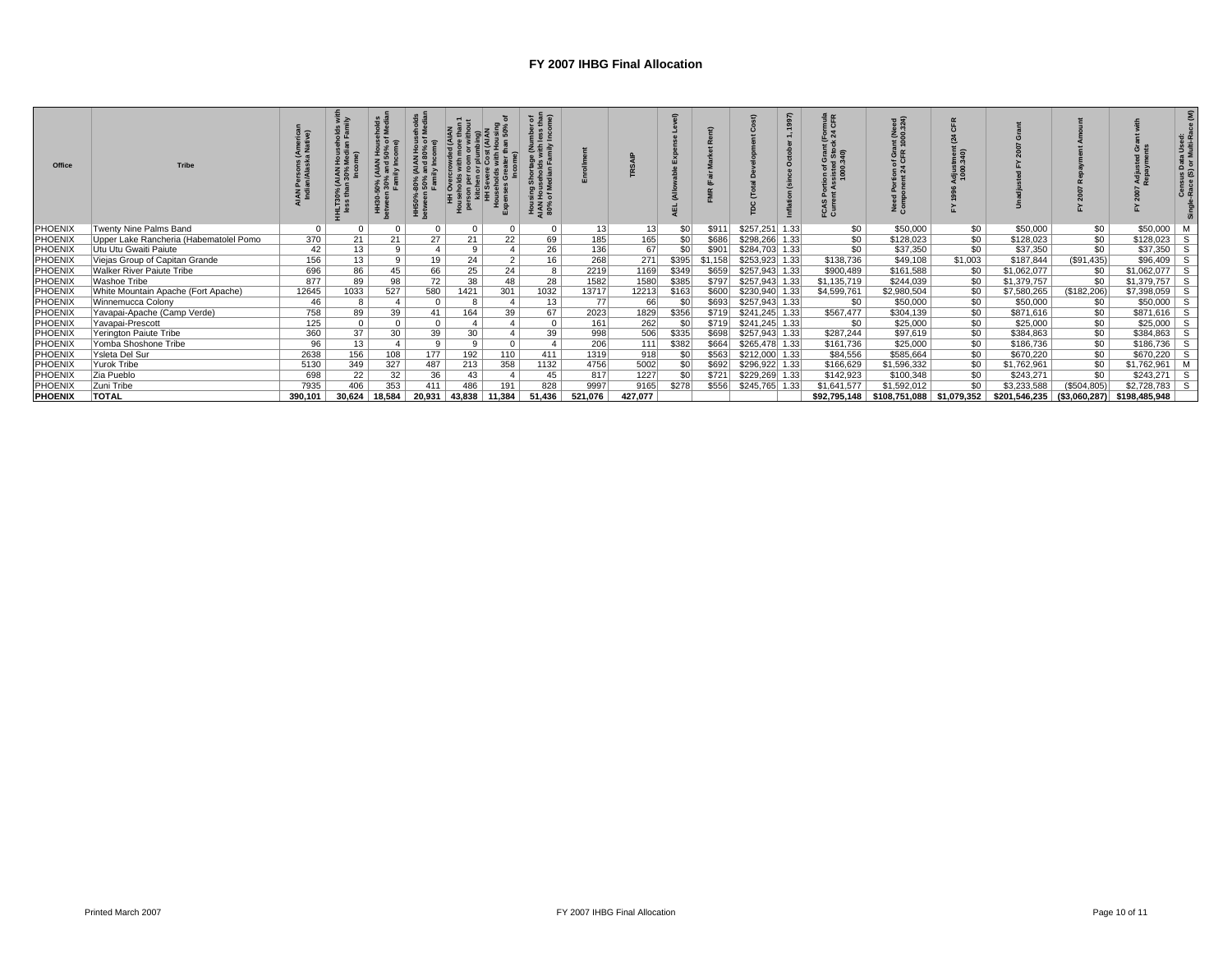# FY 2007 IHBG Final Allocation

| Office | Tribe | AIAN Persons (American Indian/Alaska Native) | HHLT30% (AIAN Households with less than 30% Median Family Income) | HH30-50% (AIAN Households between 30% and 50% of Median Family Income) | HH50%-80% (AIAN Households between 50% and 80% of Median Family Income) | HH Overcrowded (AIAN Households with more than 1 person per room or without kitchen or plumbing) | HH Severe Cost (AIAN Households with Housing Expenses Greater than 50% of Income) | Housing Shortage (Number of AIAN Households with less than 80% of Median Family Income) | Enrollment | TRSAIP | AEL (Allowable Expense Level) | FMR (Fair Market Rent) | TDC (Total Development Cost) | Inflation (since October 1, 1997) | FCAS Portion of Grant (Formula Current Assisted Stock 24 CFR 1000.340) | Need Portion of Grant (Need Component 24 CFR 1000.324) | FY 1996 Adjustment (24 CFR 1000.340) | Unadjusted FY 2007 Grant | FY 2007 Repayment Amount | FY 2007 Adjusted Grant with Repayments | Census Data Used: Single-Race (S) or Multi-Race (M) |
|---|---|---|---|---|---|---|---|---|---|---|---|---|---|---|---|---|---|---|---|---|---|
| PHOENIX | Twenty Nine Palms Band | 0 | 0 | 0 | 0 | 0 | 0 | 0 | 13 | 13 | $0 | $911 | $257,251 | 1.33 | $0 | $50,000 | $0 | $50,000 | $0 | $50,000 | M |
| PHOENIX | Upper Lake Rancheria (Habematolel Pomo | 370 | 21 | 21 | 27 | 21 | 22 | 69 | 185 | 165 | $0 | $686 | $298,266 | 1.33 | $0 | $128,023 | $0 | $128,023 | $0 | $128,023 | S |
| PHOENIX | Utu Utu Gwaiti Paiute | 42 | 13 | 9 | 4 | 9 | 4 | 26 | 136 | 67 | $0 | $901 | $284,703 | 1.33 | $0 | $37,350 | $0 | $37,350 | $0 | $37,350 | S |
| PHOENIX | Viejas Group of Capitan Grande | 156 | 13 | 9 | 19 | 24 | 2 | 16 | 268 | 271 | $395 | $1,158 | $253,923 | 1.33 | $138,736 | $49,108 | $1,003 | $187,844 | ($91,435) | $96,409 | S |
| PHOENIX | Walker River Paiute Tribe | 696 | 86 | 45 | 66 | 25 | 24 | 8 | 2219 | 1169 | $349 | $659 | $257,943 | 1.33 | $900,489 | $161,588 | $0 | $1,062,077 | $0 | $1,062,077 | S |
| PHOENIX | Washoe Tribe | 877 | 89 | 98 | 72 | 38 | 48 | 28 | 1582 | 1580 | $385 | $797 | $257,943 | 1.33 | $1,135,719 | $244,039 | $0 | $1,379,757 | $0 | $1,379,757 | S |
| PHOENIX | White Mountain Apache (Fort Apache) | 12645 | 1033 | 527 | 580 | 1421 | 301 | 1032 | 13717 | 12213 | $163 | $600 | $230,940 | 1.33 | $4,599,761 | $2,980,504 | $0 | $7,580,265 | ($182,206) | $7,398,059 | S |
| PHOENIX | Winnemucca Colony | 46 | 8 | 4 | 0 | 8 | 4 | 13 | 77 | 66 | $0 | $693 | $257,943 | 1.33 | $0 | $50,000 | $0 | $50,000 | $0 | $50,000 | S |
| PHOENIX | Yavapai-Apache (Camp Verde) | 758 | 89 | 39 | 41 | 164 | 39 | 67 | 2023 | 1829 | $356 | $719 | $241,245 | 1.33 | $567,477 | $304,139 | $0 | $871,616 | $0 | $871,616 | S |
| PHOENIX | Yavapai-Prescott | 125 | 0 | 0 | 0 | 4 | 4 | 0 | 161 | 262 | $0 | $719 | $241,245 | 1.33 | $0 | $25,000 | $0 | $25,000 | $0 | $25,000 | S |
| PHOENIX | Yerington Paiute Tribe | 360 | 37 | 30 | 39 | 30 | 4 | 39 | 998 | 506 | $335 | $698 | $257,943 | 1.33 | $287,244 | $97,619 | $0 | $384,863 | $0 | $384,863 | S |
| PHOENIX | Yomba Shoshone Tribe | 96 | 13 | 4 | 9 | 9 | 0 | 4 | 206 | 111 | $382 | $664 | $265,478 | 1.33 | $161,736 | $25,000 | $0 | $186,736 | $0 | $186,736 | S |
| PHOENIX | Ysleta Del Sur | 2638 | 156 | 108 | 177 | 192 | 110 | 411 | 1319 | 918 | $0 | $563 | $212,000 | 1.33 | $84,556 | $585,664 | $0 | $670,220 | $0 | $670,220 | S |
| PHOENIX | Yurok Tribe | 5130 | 349 | 327 | 487 | 213 | 358 | 1132 | 4756 | 5002 | $0 | $692 | $296,922 | 1.33 | $166,629 | $1,596,332 | $0 | $1,762,961 | $0 | $1,762,961 | M |
| PHOENIX | Zia Pueblo | 698 | 22 | 32 | 36 | 43 | 4 | 45 | 817 | 1227 | $0 | $721 | $229,269 | 1.33 | $142,923 | $100,348 | $0 | $243,271 | $0 | $243,271 | S |
| PHOENIX | Zuni Tribe | 7935 | 406 | 353 | 411 | 486 | 191 | 828 | 9997 | 9165 | $278 | $556 | $245,765 | 1.33 | $1,641,577 | $1,592,012 | $0 | $3,233,588 | ($504,805) | $2,728,783 | S |
| **PHOENIX** | **TOTAL** | **390,101** | **30,624** | **18,584** | **20,931** | **43,838** | **11,384** | **51,436** | **521,076** | **427,077** | | | | | **$92,795,148** | **$108,751,088** | **$1,079,352** | **$201,546,235** | **($3,060,287)** | **$198,485,948** | |

Printed March 2007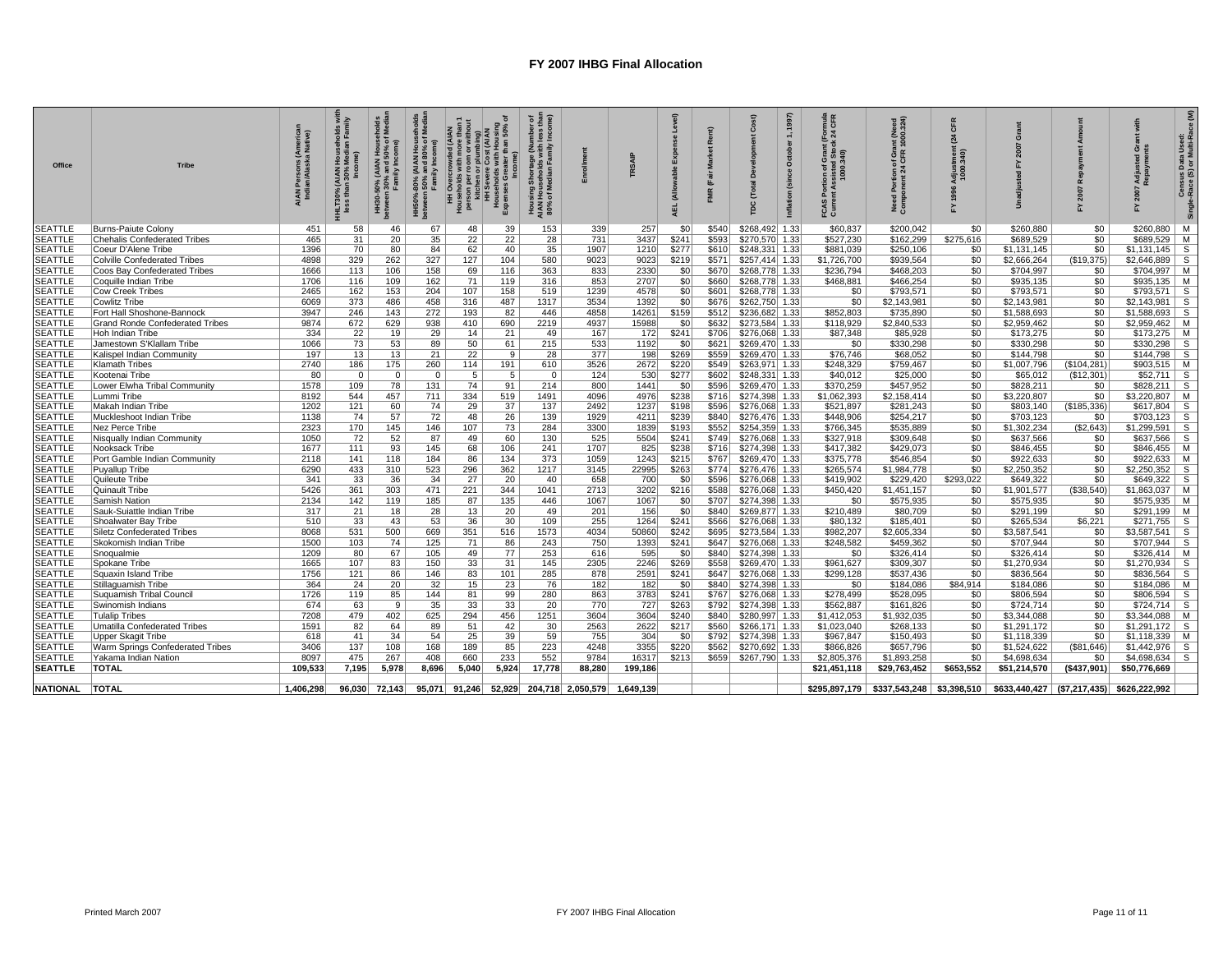# FY 2007 IHBG Final Allocation

| Office | Tribe | AIAN Persons (American Indian/Alaska Native) | HHLT30% (AIAN Households with less than 30% Median Family Income) | HH30-50% (AIAN Households between 30% and 50% of Median Family Income) | HH50%-80% (AIAN Households between 50% and 80% of Median Family Income) | HH Overcrowded (AIAN Households with more than 1 person per room or without kitchen or plumbing) | HH Severe Cost (AIAN Households with Housing Expenses Greater than 50% of Income) | Housing Shortage (Number of AIAN Households with less than 80% of Median Family Income) | Enrollment | TRSAIP | AEL (Allowable Expense Level) | FMR (Fair Market Rent) | TDC (Total Development Cost) | Inflation (since October 1, 1997) | FCAS Portion of Grant (Formula Current Assisted Stock 24 CFR 1000.340) | Need Portion of Grant (Need Component 24 CFR 1000.324) | FY 1996 Adjustment (24 CFR 1000.340) | Unadjusted FY 2007 Grant | FY 2007 Repayment Amount | FY 2007 Adjusted Grant with Repayments | Census Data Used: Single-Race (S) or Multi-Race (M) |
|---|---|---|---|---|---|---|---|---|---|---|---|---|---|---|---|---|---|---|---|---|---|
| SEATTLE | Burns-Paiute Colony | 451 | 58 | 46 | 67 | 48 | 39 | 153 | 339 | 257 | $0 | $540 | $268,492 | 1.33 | $60,837 | $200,042 | $0 | $260,880 | $0 | $260,880 | M |
| SEATTLE | Chehalis Confederated Tribes | 465 | 31 | 20 | 35 | 22 | 22 | 28 | 731 | 3437 | $241 | $593 | $270,570 | 1.33 | $527,230 | $162,299 | $275,616 | $689,529 | $0 | $689,529 | M |
| SEATTLE | Coeur D'Alene Tribe | 1396 | 70 | 80 | 84 | 62 | 40 | 35 | 1907 | 1210 | $277 | $610 | $248,331 | 1.33 | $881,039 | $250,106 | $0 | $1,131,145 | $0 | $1,131,145 | S |
| SEATTLE | Colville Confederated Tribes | 4898 | 329 | 262 | 327 | 127 | 104 | 580 | 9023 | 9023 | $219 | $571 | $257,414 | 1.33 | $1,726,700 | $939,564 | $0 | $2,666,264 | ($19,375) | $2,646,889 | S |
| SEATTLE | Coos Bay Confederated Tribes | 1666 | 113 | 106 | 158 | 69 | 116 | 363 | 833 | 2330 | $0 | $670 | $268,778 | 1.33 | $236,794 | $468,203 | $0 | $704,997 | $0 | $704,997 | M |
| SEATTLE | Coquille Indian Tribe | 1706 | 116 | 109 | 162 | 71 | 119 | 316 | 853 | 2707 | $0 | $660 | $268,778 | 1.33 | $468,881 | $466,254 | $0 | $935,135 | $0 | $935,135 | M |
| SEATTLE | Cow Creek Tribes | 2465 | 162 | 153 | 204 | 107 | 158 | 519 | 1239 | 4578 | $0 | $601 | $268,778 | 1.33 | $0 | $793,571 | $0 | $793,571 | $0 | $793,571 | S |
| SEATTLE | Cowlitz Tribe | 6069 | 373 | 486 | 458 | 316 | 487 | 1317 | 3534 | 1392 | $0 | $676 | $262,750 | 1.33 | $0 | $2,143,981 | $0 | $2,143,981 | $0 | $2,143,981 | S |
| SEATTLE | Fort Hall Shoshone-Bannock | 3947 | 246 | 143 | 272 | 193 | 82 | 446 | 4858 | 14261 | $159 | $512 | $236,682 | 1.33 | $852,803 | $735,890 | $0 | $1,588,693 | $0 | $1,588,693 | S |
| SEATTLE | Grand Ronde Confederated Tribes | 9874 | 672 | 629 | 938 | 410 | 690 | 2219 | 4937 | 15988 | $0 | $632 | $273,584 | 1.33 | $118,929 | $2,840,533 | $0 | $2,959,462 | $0 | $2,959,462 | M |
| SEATTLE | Hoh Indian Tribe | 334 | 22 | 19 | 29 | 14 | 21 | 49 | 167 | 172 | $241 | $706 | $276,068 | 1.33 | $87,348 | $85,928 | $0 | $173,275 | $0 | $173,275 | M |
| SEATTLE | Jamestown S'Klallam Tribe | 1066 | 73 | 53 | 89 | 50 | 61 | 215 | 533 | 1192 | $0 | $621 | $269,470 | 1.33 | $0 | $330,298 | $0 | $330,298 | $0 | $330,298 | S |
| SEATTLE | Kalispel Indian Community | 197 | 13 | 13 | 21 | 22 | 9 | 28 | 377 | 198 | $269 | $559 | $269,470 | 1.33 | $76,746 | $68,052 | $0 | $144,798 | $0 | $144,798 | S |
| SEATTLE | Klamath Tribes | 2740 | 186 | 175 | 260 | 114 | 191 | 610 | 3526 | 2672 | $220 | $549 | $263,971 | 1.33 | $248,329 | $759,467 | $0 | $1,007,796 | ($104,281) | $903,515 | M |
| SEATTLE | Kootenai Tribe | 80 | 0 | 0 | 0 | 5 | 5 | 0 | 124 | 530 | $277 | $602 | $248,331 | 1.33 | $40,012 | $25,000 | $0 | $65,012 | ($12,301) | $52,711 | S |
| SEATTLE | Lower Elwha Tribal Community | 1578 | 109 | 78 | 131 | 74 | 91 | 214 | 800 | 1441 | $0 | $596 | $269,470 | 1.33 | $370,259 | $457,952 | $0 | $828,211 | $0 | $828,211 | S |
| SEATTLE | Lummi Tribe | 8192 | 544 | 457 | 711 | 334 | 519 | 1491 | 4096 | 4976 | $238 | $716 | $274,398 | 1.33 | $1,062,393 | $2,158,414 | $0 | $3,220,807 | $0 | $3,220,807 | M |
| SEATTLE | Makah Indian Tribe | 1202 | 121 | 60 | 74 | 29 | 37 | 137 | 2492 | 1237 | $198 | $596 | $276,068 | 1.33 | $521,897 | $281,243 | $0 | $803,140 | ($185,336) | $617,804 | S |
| SEATTLE | Muckleshoot Indian Tribe | 1138 | 74 | 57 | 72 | 48 | 26 | 139 | 1929 | 4211 | $239 | $840 | $276,476 | 1.33 | $448,906 | $254,217 | $0 | $703,123 | $0 | $703,123 | S |
| SEATTLE | Nez Perce Tribe | 2323 | 170 | 145 | 146 | 107 | 73 | 284 | 3300 | 1839 | $193 | $552 | $254,359 | 1.33 | $766,345 | $535,889 | $0 | $1,302,234 | ($2,643) | $1,299,591 | S |
| SEATTLE | Nisqually Indian Community | 1050 | 72 | 52 | 87 | 49 | 60 | 130 | 525 | 5504 | $241 | $749 | $276,068 | 1.33 | $327,918 | $309,648 | $0 | $637,566 | $0 | $637,566 | S |
| SEATTLE | Nooksack Tribe | 1677 | 111 | 93 | 145 | 68 | 106 | 241 | 1707 | 825 | $238 | $716 | $274,398 | 1.33 | $417,382 | $429,073 | $0 | $846,455 | $0 | $846,455 | M |
| SEATTLE | Port Gamble Indian Community | 2118 | 141 | 118 | 184 | 86 | 134 | 373 | 1059 | 1243 | $215 | $767 | $269,470 | 1.33 | $375,778 | $546,854 | $0 | $922,633 | $0 | $922,633 | M |
| SEATTLE | Puyallup Tribe | 6290 | 433 | 310 | 523 | 296 | 362 | 1217 | 3145 | 22995 | $263 | $774 | $276,476 | 1.33 | $265,574 | $1,984,778 | $0 | $2,250,352 | $0 | $2,250,352 | S |
| SEATTLE | Quileute Tribe | 341 | 33 | 36 | 34 | 27 | 20 | 40 | 658 | 700 | $0 | $596 | $276,068 | 1.33 | $419,902 | $229,420 | $293,022 | $649,322 | $0 | $649,322 | S |
| SEATTLE | Quinault Tribe | 5426 | 361 | 303 | 471 | 221 | 344 | 1041 | 2713 | 3202 | $216 | $588 | $276,068 | 1.33 | $450,420 | $1,451,157 | $0 | $1,901,577 | ($38,540) | $1,863,037 | M |
| SEATTLE | Samish Nation | 2134 | 142 | 119 | 185 | 87 | 135 | 446 | 1067 | 1067 | $0 | $707 | $274,398 | 1.33 | $0 | $575,935 | $0 | $575,935 | $0 | $575,935 | M |
| SEATTLE | Sauk-Suiattle Indian Tribe | 317 | 21 | 18 | 28 | 13 | 20 | 49 | 201 | 156 | $0 | $840 | $269,877 | 1.33 | $210,489 | $80,709 | $0 | $291,199 | $0 | $291,199 | M |
| SEATTLE | Shoalwater Bay Tribe | 510 | 33 | 43 | 53 | 36 | 30 | 109 | 255 | 1264 | $241 | $566 | $276,068 | 1.33 | $80,132 | $185,401 | $0 | $265,534 | $6,221 | $271,755 | S |
| SEATTLE | Siletz Confederated Tribes | 8068 | 531 | 500 | 669 | 351 | 516 | 1573 | 4034 | 50860 | $242 | $695 | $273,584 | 1.33 | $982,207 | $2,605,334 | $0 | $3,587,541 | $0 | $3,587,541 | S |
| SEATTLE | Skokomish Indian Tribe | 1500 | 103 | 74 | 125 | 71 | 86 | 243 | 750 | 1393 | $241 | $647 | $276,068 | 1.33 | $248,582 | $459,362 | $0 | $707,944 | $0 | $707,944 | S |
| SEATTLE | Snoqualmie | 1209 | 80 | 67 | 105 | 49 | 77 | 253 | 616 | 595 | $0 | $840 | $274,398 | 1.33 | $0 | $326,414 | $0 | $326,414 | $0 | $326,414 | M |
| SEATTLE | Spokane Tribe | 1665 | 107 | 83 | 150 | 33 | 31 | 145 | 2305 | 2246 | $269 | $558 | $269,470 | 1.33 | $961,627 | $309,307 | $0 | $1,270,934 | $0 | $1,270,934 | S |
| SEATTLE | Squaxin Island Tribe | 1756 | 121 | 86 | 146 | 83 | 101 | 285 | 878 | 2591 | $241 | $647 | $276,068 | 1.33 | $299,128 | $537,436 | $0 | $836,564 | $0 | $836,564 | S |
| SEATTLE | Stillaguamish Tribe | 364 | 24 | 20 | 32 | 15 | 23 | 76 | 182 | 182 | $0 | $840 | $274,398 | 1.33 | $0 | $184,086 | $84,914 | $184,086 | $0 | $184,086 | M |
| SEATTLE | Suquamish Tribal Council | 1726 | 119 | 85 | 144 | 81 | 99 | 280 | 863 | 3783 | $241 | $767 | $276,068 | 1.33 | $278,499 | $528,095 | $0 | $806,594 | $0 | $806,594 | S |
| SEATTLE | Swinomish Indians | 674 | 63 | 9 | 35 | 33 | 33 | 20 | 770 | 727 | $263 | $792 | $274,398 | 1.33 | $562,887 | $161,826 | $0 | $724,714 | $0 | $724,714 | S |
| SEATTLE | Tulalip Tribes | 7208 | 479 | 402 | 625 | 294 | 456 | 1251 | 3604 | 3604 | $240 | $840 | $280,997 | 1.33 | $1,412,053 | $1,932,035 | $0 | $3,344,088 | $0 | $3,344,088 | M |
| SEATTLE | Umatilla Confederated Tribes | 1591 | 82 | 64 | 89 | 51 | 42 | 30 | 2563 | 2622 | $217 | $560 | $266,171 | 1.33 | $1,023,040 | $268,133 | $0 | $1,291,172 | $0 | $1,291,172 | S |
| SEATTLE | Upper Skagit Tribe | 618 | 41 | 34 | 54 | 25 | 39 | 59 | 755 | 304 | $0 | $792 | $274,398 | 1.33 | $967,847 | $150,493 | $0 | $1,118,339 | $0 | $1,118,339 | M |
| SEATTLE | Warm Springs Confederated Tribes | 3406 | 137 | 108 | 168 | 189 | 85 | 223 | 4248 | 3355 | $220 | $562 | $270,692 | 1.33 | $866,826 | $657,796 | $0 | $1,524,622 | ($81,646) | $1,442,976 | S |
| SEATTLE | Yakama Indian Nation | 8097 | 475 | 267 | 408 | 660 | 233 | 552 | 9784 | 16317 | $213 | $659 | $267,790 | 1.33 | $2,805,376 | $1,893,258 | $0 | $4,698,634 | $0 | $4,698,634 | S |
| **SEATTLE** | **TOTAL** | **109,533** | **7,195** | **5,978** | **8,696** | **5,040** | **5,924** | **17,778** | **88,280** | **199,186** | | | | | **$21,451,118** | **$29,763,452** | **$653,552** | **$51,214,570** | **($437,901)** | **$50,776,669** | |
| **NATIONAL** | **TOTAL** | **1,406,298** | **96,030** | **72,143** | **95,071** | **91,246** | **52,929** | **204,718** | **2,050,579** | **1,649,139** | | | | | **$295,897,179** | **$337,543,248** | **$3,398,510** | **$633,440,427** | **($7,217,435)** | **$626,222,992** | |

Printed March 2007